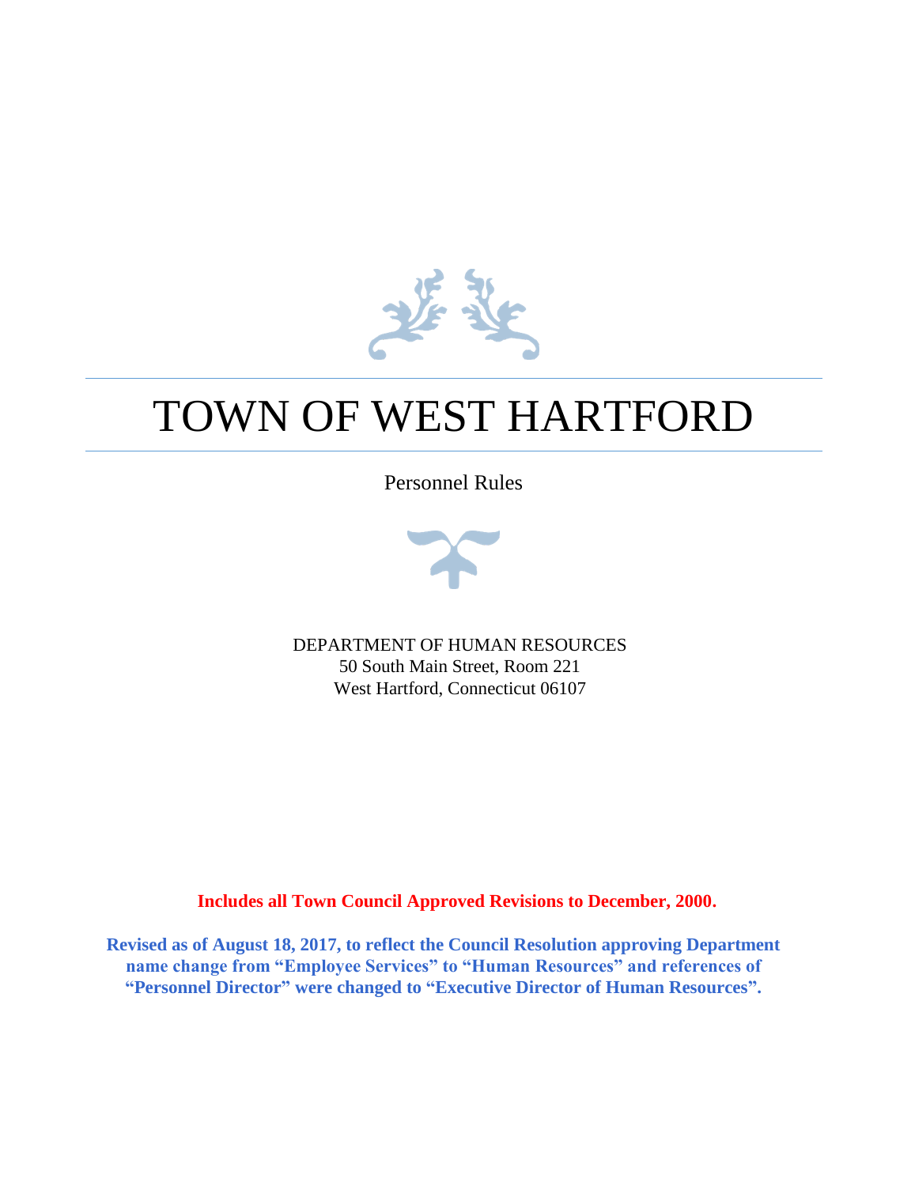# TOWN OF WEST HARTFORD

Personnel Rules

DEPARTMENT OF HUMAN RESOURCES
50 South Main Street, Room 221
West Hartford, Connecticut 06107

**Includes all Town Council Approved Revisions to December, 2000.**

**Revised as of August 18, 2017, to reflect the Council Resolution approving Department name change from "Employee Services" to "Human Resources" and references of "Personnel Director" were changed to "Executive Director of Human Resources".**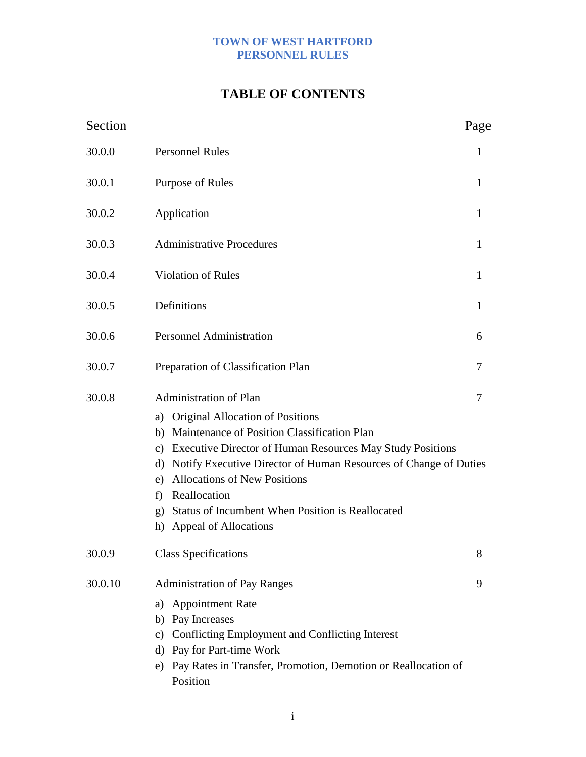# TABLE OF CONTENTS

| Section | | Page |
|---|---|---|
| 30.0.0 | Personnel Rules | 1 |
| 30.0.1 | Purpose of Rules | 1 |
| 30.0.2 | Application | 1 |
| 30.0.3 | Administrative Procedures | 1 |
| 30.0.4 | Violation of Rules | 1 |
| 30.0.5 | Definitions | 1 |
| 30.0.6 | Personnel Administration | 6 |
| 30.0.7 | Preparation of Classification Plan | 7 |
| 30.0.8 | Administration of Plan<br>a) Original Allocation of Positions<br>b) Maintenance of Position Classification Plan<br>c) Executive Director of Human Resources May Study Positions<br>d) Notify Executive Director of Human Resources of Change of Duties<br>e) Allocations of New Positions<br>f) Reallocation<br>g) Status of Incumbent When Position is Reallocated<br>h) Appeal of Allocations | 7 |
| 30.0.9 | Class Specifications | 8 |
| 30.0.10 | Administration of Pay Ranges<br>a) Appointment Rate<br>b) Pay Increases<br>c) Conflicting Employment and Conflicting Interest<br>d) Pay for Part-time Work<br>e) Pay Rates in Transfer, Promotion, Demotion or Reallocation of Position | 9 |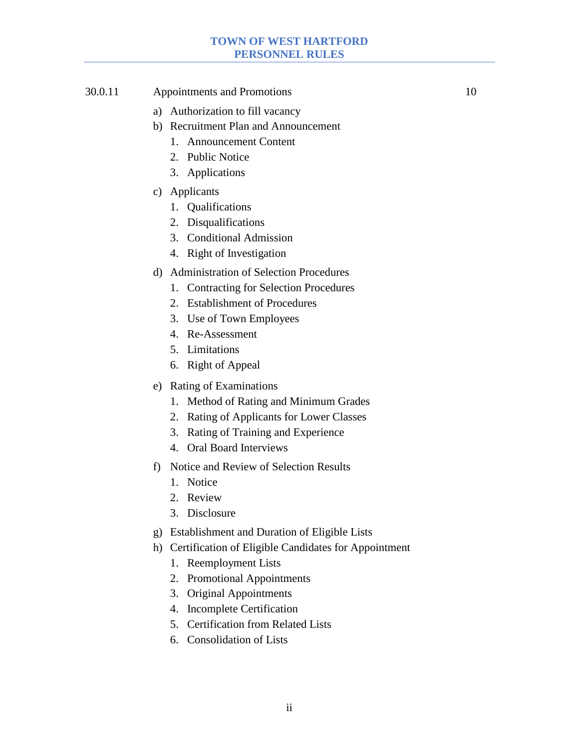30.0.11 Appointments and Promotions 10

a) Authorization to fill vacancy
b) Recruitment Plan and Announcement
   1. Announcement Content
   2. Public Notice
   3. Applications
c) Applicants
   1. Qualifications
   2. Disqualifications
   3. Conditional Admission
   4. Right of Investigation
d) Administration of Selection Procedures
   1. Contracting for Selection Procedures
   2. Establishment of Procedures
   3. Use of Town Employees
   4. Re-Assessment
   5. Limitations
   6. Right of Appeal
e) Rating of Examinations
   1. Method of Rating and Minimum Grades
   2. Rating of Applicants for Lower Classes
   3. Rating of Training and Experience
   4. Oral Board Interviews
f) Notice and Review of Selection Results
   1. Notice
   2. Review
   3. Disclosure
g) Establishment and Duration of Eligible Lists
h) Certification of Eligible Candidates for Appointment
   1. Reemployment Lists
   2. Promotional Appointments
   3. Original Appointments
   4. Incomplete Certification
   5. Certification from Related Lists
   6. Consolidation of Lists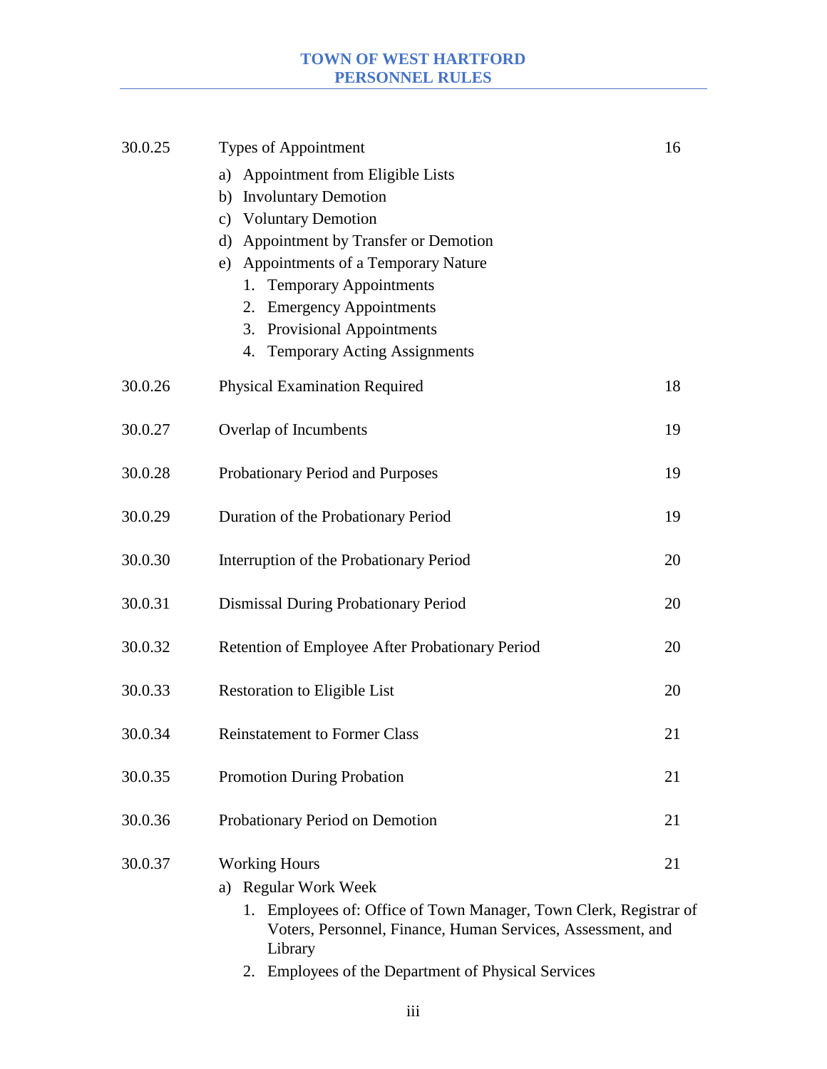| | | |
|---|---|---|
| 30.0.25 | Types of Appointment<br>a) Appointment from Eligible Lists<br>b) Involuntary Demotion<br>c) Voluntary Demotion<br>d) Appointment by Transfer or Demotion<br>e) Appointments of a Temporary Nature<br>1. Temporary Appointments<br>2. Emergency Appointments<br>3. Provisional Appointments<br>4. Temporary Acting Assignments | 16 |
| 30.0.26 | Physical Examination Required | 18 |
| 30.0.27 | Overlap of Incumbents | 19 |
| 30.0.28 | Probationary Period and Purposes | 19 |
| 30.0.29 | Duration of the Probationary Period | 19 |
| 30.0.30 | Interruption of the Probationary Period | 20 |
| 30.0.31 | Dismissal During Probationary Period | 20 |
| 30.0.32 | Retention of Employee After Probationary Period | 20 |
| 30.0.33 | Restoration to Eligible List | 20 |
| 30.0.34 | Reinstatement to Former Class | 21 |
| 30.0.35 | Promotion During Probation | 21 |
| 30.0.36 | Probationary Period on Demotion | 21 |
| 30.0.37 | Working Hours<br>a) Regular Work Week<br>1. Employees of: Office of Town Manager, Town Clerk, Registrar of Voters, Personnel, Finance, Human Services, Assessment, and Library<br>2. Employees of the Department of Physical Services | 21 |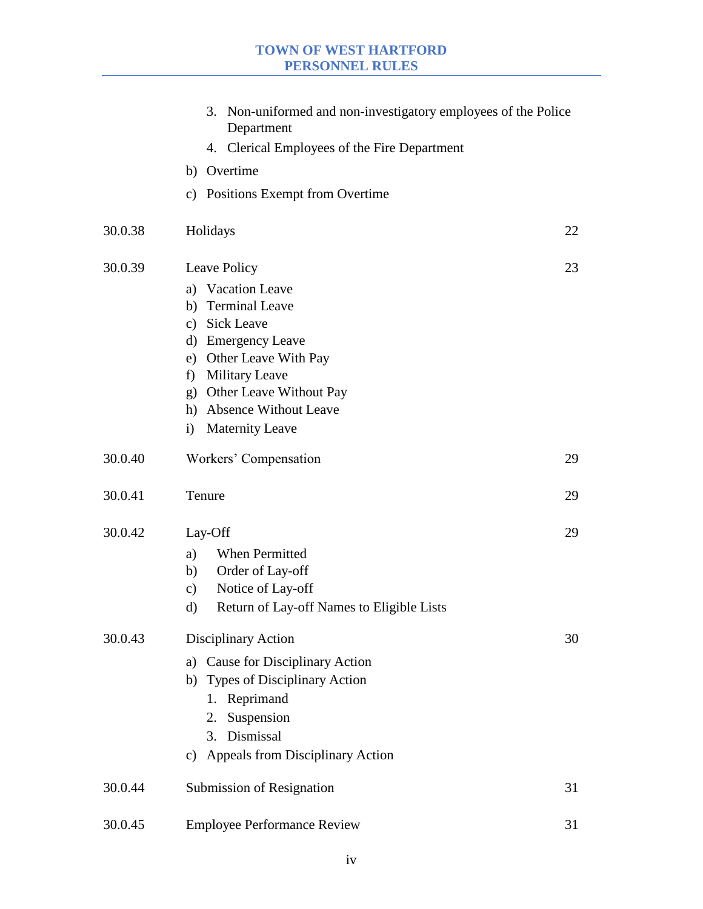3. Non-uniformed and non-investigatory employees of the Police Department
4. Clerical Employees of the Fire Department

b) Overtime

c) Positions Exempt from Overtime

| | | |
|---|---|---|
| 30.0.38 | Holidays | 22 |
| 30.0.39 | Leave Policy<br>a) Vacation Leave<br>b) Terminal Leave<br>c) Sick Leave<br>d) Emergency Leave<br>e) Other Leave With Pay<br>f) Military Leave<br>g) Other Leave Without Pay<br>h) Absence Without Leave<br>i) Maternity Leave | 23 |
| 30.0.40 | Workers' Compensation | 29 |
| 30.0.41 | Tenure | 29 |
| 30.0.42 | Lay-Off<br>a) When Permitted<br>b) Order of Lay-off<br>c) Notice of Lay-off<br>d) Return of Lay-off Names to Eligible Lists | 29 |
| 30.0.43 | Disciplinary Action<br>a) Cause for Disciplinary Action<br>b) Types of Disciplinary Action<br>1. Reprimand<br>2. Suspension<br>3. Dismissal<br>c) Appeals from Disciplinary Action | 30 |
| 30.0.44 | Submission of Resignation | 31 |
| 30.0.45 | Employee Performance Review | 31 |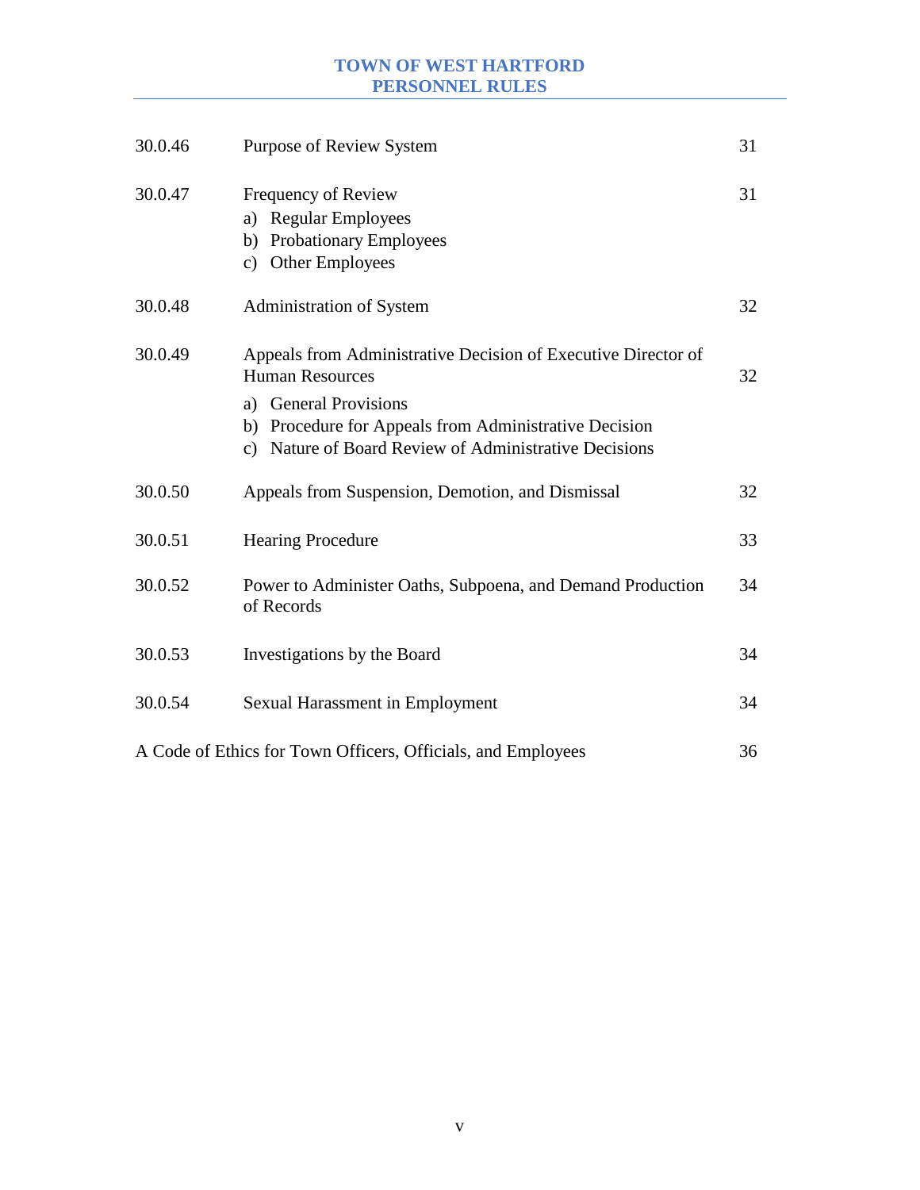| | | |
|---|---|---|
| 30.0.46 | Purpose of Review System | 31 |
| 30.0.47 | Frequency of Review<br>a) Regular Employees<br>b) Probationary Employees<br>c) Other Employees | 31 |
| 30.0.48 | Administration of System | 32 |
| 30.0.49 | Appeals from Administrative Decision of Executive Director of Human Resources<br>a) General Provisions<br>b) Procedure for Appeals from Administrative Decision<br>c) Nature of Board Review of Administrative Decisions | 32 |
| 30.0.50 | Appeals from Suspension, Demotion, and Dismissal | 32 |
| 30.0.51 | Hearing Procedure | 33 |
| 30.0.52 | Power to Administer Oaths, Subpoena, and Demand Production of Records | 34 |
| 30.0.53 | Investigations by the Board | 34 |
| 30.0.54 | Sexual Harassment in Employment | 34 |
| A Code of Ethics for Town Officers, Officials, and Employees | | 36 |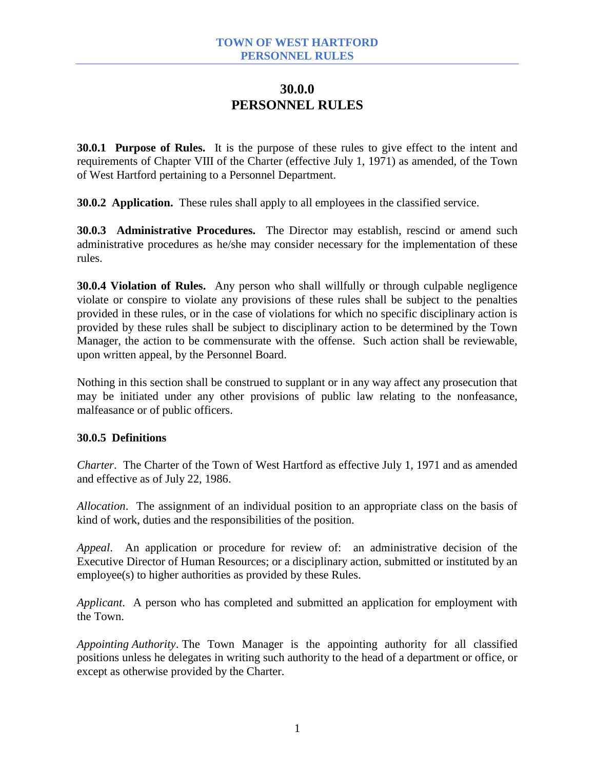# 30.0.0
# PERSONNEL RULES

**30.0.1 Purpose of Rules.** It is the purpose of these rules to give effect to the intent and requirements of Chapter VIII of the Charter (effective July 1, 1971) as amended, of the Town of West Hartford pertaining to a Personnel Department.

**30.0.2 Application.** These rules shall apply to all employees in the classified service.

**30.0.3 Administrative Procedures.** The Director may establish, rescind or amend such administrative procedures as he/she may consider necessary for the implementation of these rules.

**30.0.4 Violation of Rules.** Any person who shall willfully or through culpable negligence violate or conspire to violate any provisions of these rules shall be subject to the penalties provided in these rules, or in the case of violations for which no specific disciplinary action is provided by these rules shall be subject to disciplinary action to be determined by the Town Manager, the action to be commensurate with the offense. Such action shall be reviewable, upon written appeal, by the Personnel Board.

Nothing in this section shall be construed to supplant or in any way affect any prosecution that may be initiated under any other provisions of public law relating to the nonfeasance, malfeasance or of public officers.

**30.0.5 Definitions**

*Charter*. The Charter of the Town of West Hartford as effective July 1, 1971 and as amended and effective as of July 22, 1986.

*Allocation*. The assignment of an individual position to an appropriate class on the basis of kind of work, duties and the responsibilities of the position.

*Appeal*. An application or procedure for review of: an administrative decision of the Executive Director of Human Resources; or a disciplinary action, submitted or instituted by an employee(s) to higher authorities as provided by these Rules.

*Applicant*. A person who has completed and submitted an application for employment with the Town.

*Appointing Authority*. The Town Manager is the appointing authority for all classified positions unless he delegates in writing such authority to the head of a department or office, or except as otherwise provided by the Charter.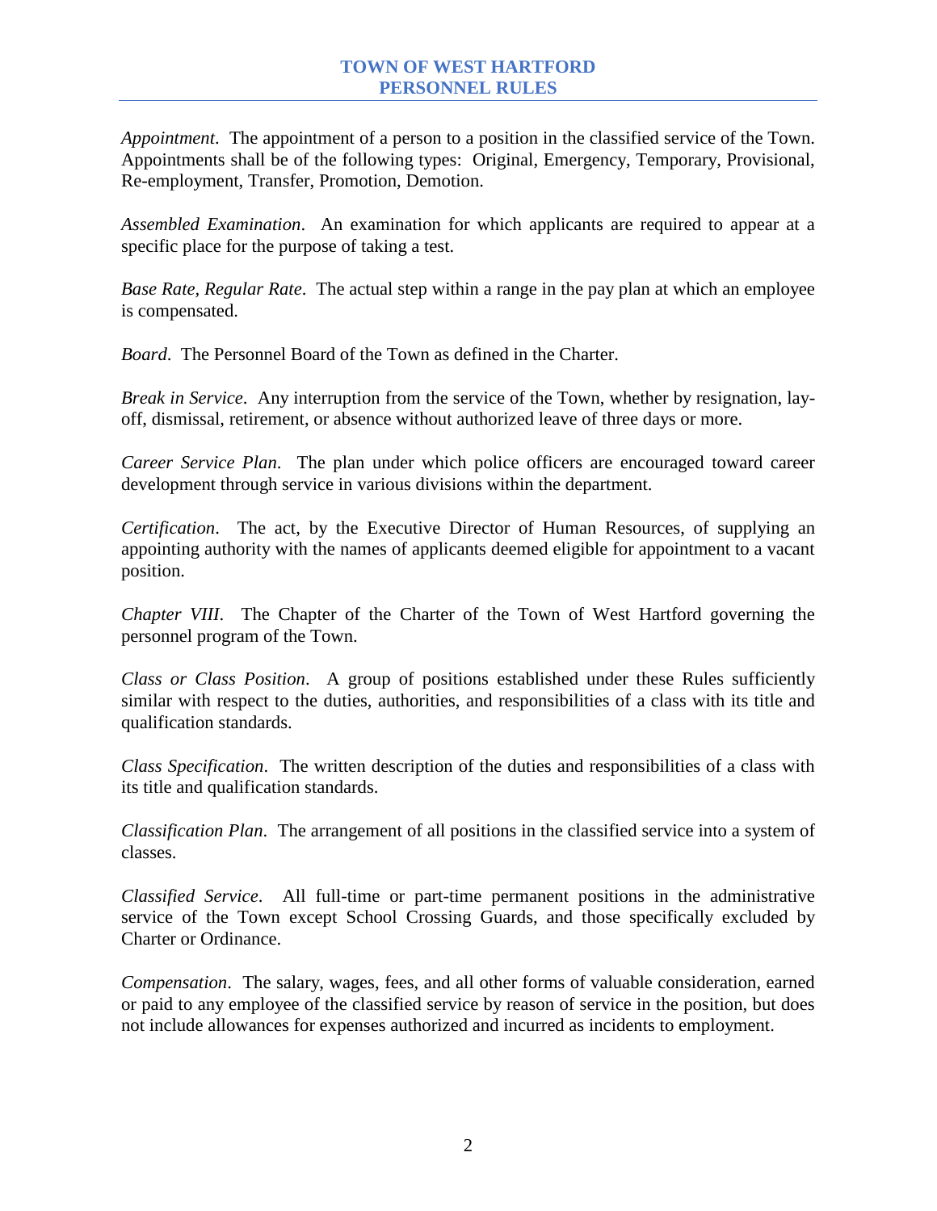*Appointment*. The appointment of a person to a position in the classified service of the Town. Appointments shall be of the following types: Original, Emergency, Temporary, Provisional, Re-employment, Transfer, Promotion, Demotion.

*Assembled Examination*. An examination for which applicants are required to appear at a specific place for the purpose of taking a test.

*Base Rate, Regular Rate*. The actual step within a range in the pay plan at which an employee is compensated.

*Board*. The Personnel Board of the Town as defined in the Charter.

*Break in Service*. Any interruption from the service of the Town, whether by resignation, lay-off, dismissal, retirement, or absence without authorized leave of three days or more.

*Career Service Plan*. The plan under which police officers are encouraged toward career development through service in various divisions within the department.

*Certification*. The act, by the Executive Director of Human Resources, of supplying an appointing authority with the names of applicants deemed eligible for appointment to a vacant position.

*Chapter VIII*. The Chapter of the Charter of the Town of West Hartford governing the personnel program of the Town.

*Class or Class Position*. A group of positions established under these Rules sufficiently similar with respect to the duties, authorities, and responsibilities of a class with its title and qualification standards.

*Class Specification*. The written description of the duties and responsibilities of a class with its title and qualification standards.

*Classification Plan*. The arrangement of all positions in the classified service into a system of classes.

*Classified Service*. All full-time or part-time permanent positions in the administrative service of the Town except School Crossing Guards, and those specifically excluded by Charter or Ordinance.

*Compensation*. The salary, wages, fees, and all other forms of valuable consideration, earned or paid to any employee of the classified service by reason of service in the position, but does not include allowances for expenses authorized and incurred as incidents to employment.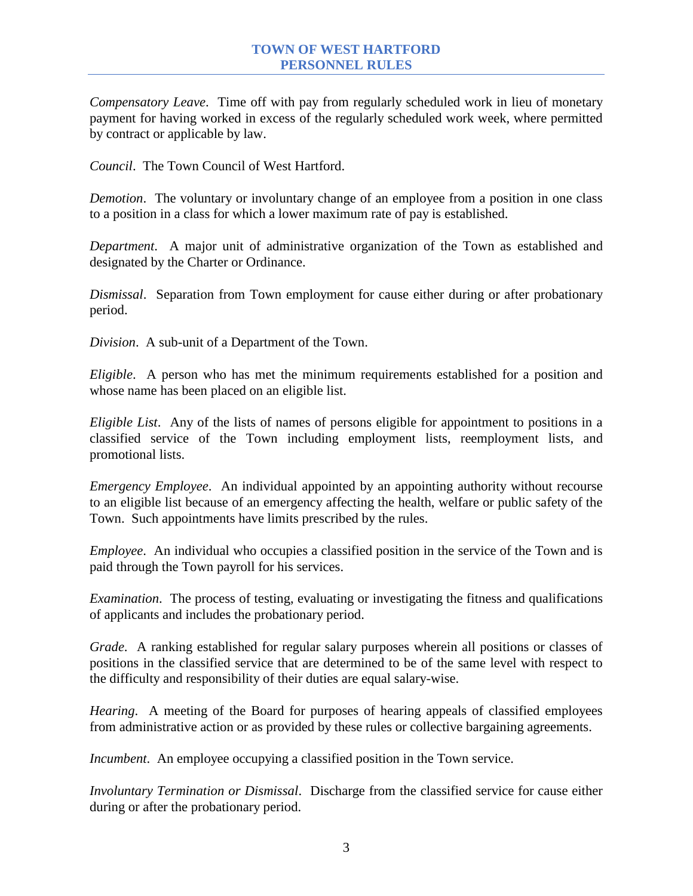*Compensatory Leave*. Time off with pay from regularly scheduled work in lieu of monetary payment for having worked in excess of the regularly scheduled work week, where permitted by contract or applicable by law.

*Council*. The Town Council of West Hartford.

*Demotion*. The voluntary or involuntary change of an employee from a position in one class to a position in a class for which a lower maximum rate of pay is established.

*Department*. A major unit of administrative organization of the Town as established and designated by the Charter or Ordinance.

*Dismissal*. Separation from Town employment for cause either during or after probationary period.

*Division*. A sub-unit of a Department of the Town.

*Eligible*. A person who has met the minimum requirements established for a position and whose name has been placed on an eligible list.

*Eligible List*. Any of the lists of names of persons eligible for appointment to positions in a classified service of the Town including employment lists, reemployment lists, and promotional lists.

*Emergency Employee*. An individual appointed by an appointing authority without recourse to an eligible list because of an emergency affecting the health, welfare or public safety of the Town. Such appointments have limits prescribed by the rules.

*Employee*. An individual who occupies a classified position in the service of the Town and is paid through the Town payroll for his services.

*Examination*. The process of testing, evaluating or investigating the fitness and qualifications of applicants and includes the probationary period.

*Grade*. A ranking established for regular salary purposes wherein all positions or classes of positions in the classified service that are determined to be of the same level with respect to the difficulty and responsibility of their duties are equal salary-wise.

*Hearing*. A meeting of the Board for purposes of hearing appeals of classified employees from administrative action or as provided by these rules or collective bargaining agreements.

*Incumbent*. An employee occupying a classified position in the Town service.

*Involuntary Termination or Dismissal*. Discharge from the classified service for cause either during or after the probationary period.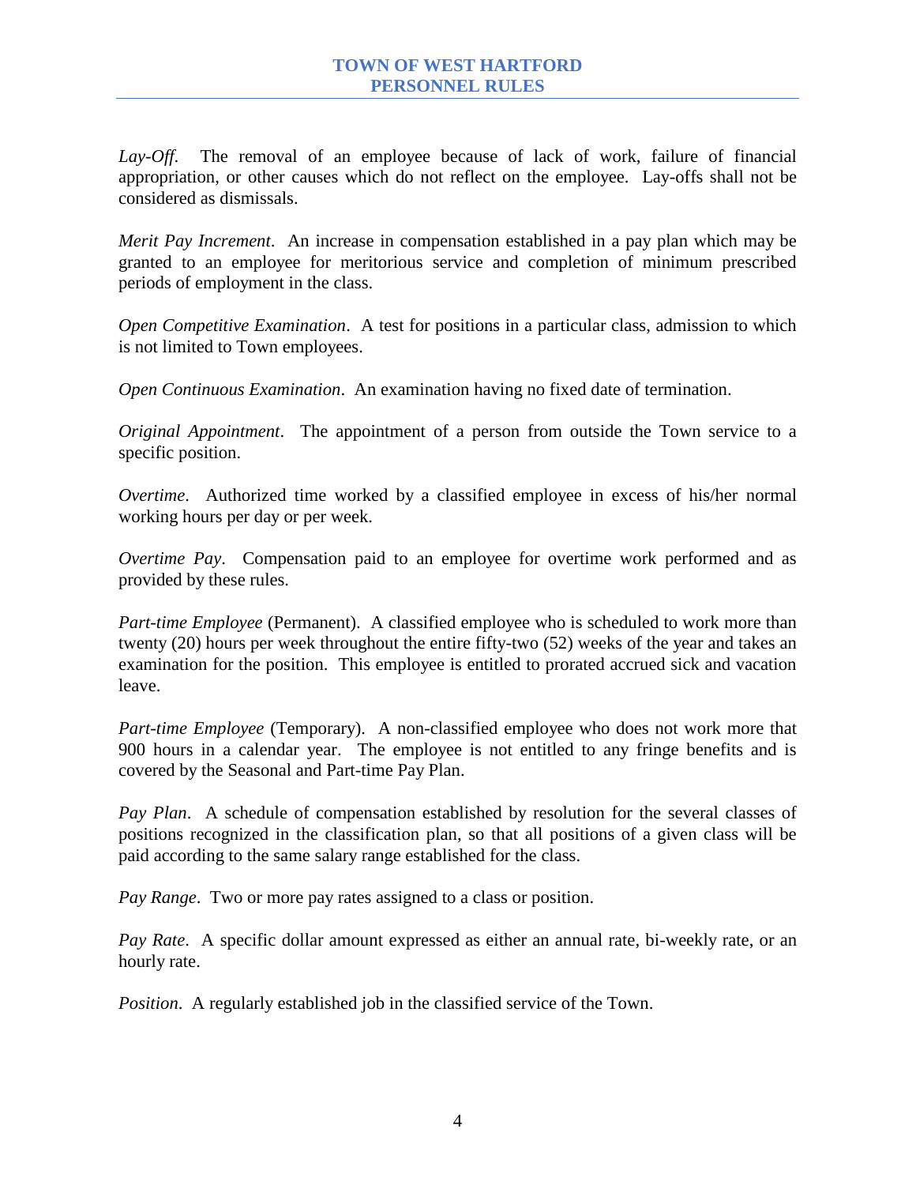*Lay-Off*. The removal of an employee because of lack of work, failure of financial appropriation, or other causes which do not reflect on the employee. Lay-offs shall not be considered as dismissals.

*Merit Pay Increment*. An increase in compensation established in a pay plan which may be granted to an employee for meritorious service and completion of minimum prescribed periods of employment in the class.

*Open Competitive Examination*. A test for positions in a particular class, admission to which is not limited to Town employees.

*Open Continuous Examination*. An examination having no fixed date of termination.

*Original Appointment*. The appointment of a person from outside the Town service to a specific position.

*Overtime*. Authorized time worked by a classified employee in excess of his/her normal working hours per day or per week.

*Overtime Pay*. Compensation paid to an employee for overtime work performed and as provided by these rules.

*Part-time Employee* (Permanent). A classified employee who is scheduled to work more than twenty (20) hours per week throughout the entire fifty-two (52) weeks of the year and takes an examination for the position. This employee is entitled to prorated accrued sick and vacation leave.

*Part-time Employee* (Temporary). A non-classified employee who does not work more that 900 hours in a calendar year. The employee is not entitled to any fringe benefits and is covered by the Seasonal and Part-time Pay Plan.

*Pay Plan*. A schedule of compensation established by resolution for the several classes of positions recognized in the classification plan, so that all positions of a given class will be paid according to the same salary range established for the class.

*Pay Range*. Two or more pay rates assigned to a class or position.

*Pay Rate*. A specific dollar amount expressed as either an annual rate, bi-weekly rate, or an hourly rate.

*Position*. A regularly established job in the classified service of the Town.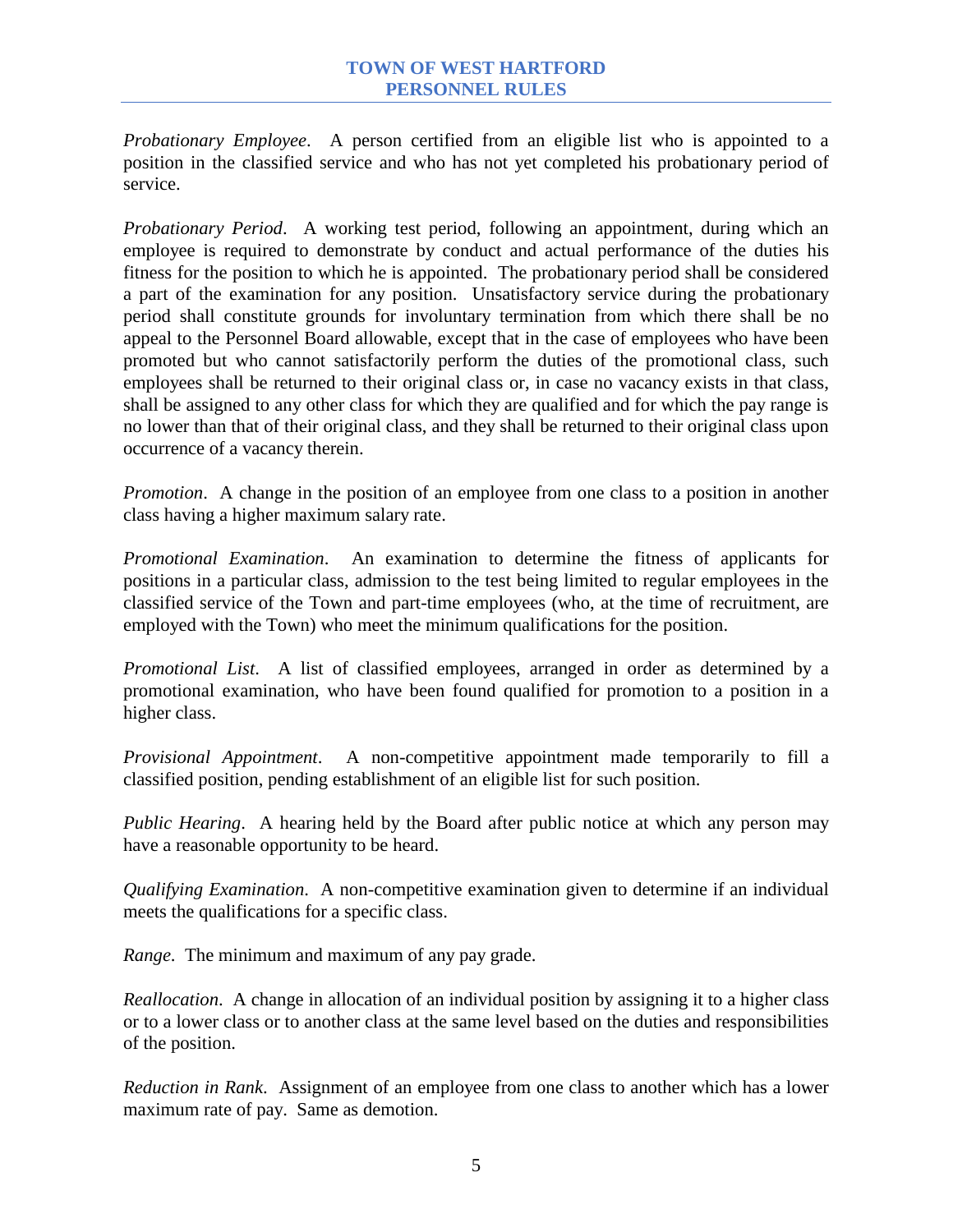*Probationary Employee*. A person certified from an eligible list who is appointed to a position in the classified service and who has not yet completed his probationary period of service.

*Probationary Period*. A working test period, following an appointment, during which an employee is required to demonstrate by conduct and actual performance of the duties his fitness for the position to which he is appointed. The probationary period shall be considered a part of the examination for any position. Unsatisfactory service during the probationary period shall constitute grounds for involuntary termination from which there shall be no appeal to the Personnel Board allowable, except that in the case of employees who have been promoted but who cannot satisfactorily perform the duties of the promotional class, such employees shall be returned to their original class or, in case no vacancy exists in that class, shall be assigned to any other class for which they are qualified and for which the pay range is no lower than that of their original class, and they shall be returned to their original class upon occurrence of a vacancy therein.

*Promotion*. A change in the position of an employee from one class to a position in another class having a higher maximum salary rate.

*Promotional Examination*. An examination to determine the fitness of applicants for positions in a particular class, admission to the test being limited to regular employees in the classified service of the Town and part-time employees (who, at the time of recruitment, are employed with the Town) who meet the minimum qualifications for the position.

*Promotional List*. A list of classified employees, arranged in order as determined by a promotional examination, who have been found qualified for promotion to a position in a higher class.

*Provisional Appointment*. A non-competitive appointment made temporarily to fill a classified position, pending establishment of an eligible list for such position.

*Public Hearing*. A hearing held by the Board after public notice at which any person may have a reasonable opportunity to be heard.

*Qualifying Examination*. A non-competitive examination given to determine if an individual meets the qualifications for a specific class.

*Range*. The minimum and maximum of any pay grade.

*Reallocation*. A change in allocation of an individual position by assigning it to a higher class or to a lower class or to another class at the same level based on the duties and responsibilities of the position.

*Reduction in Rank*. Assignment of an employee from one class to another which has a lower maximum rate of pay. Same as demotion.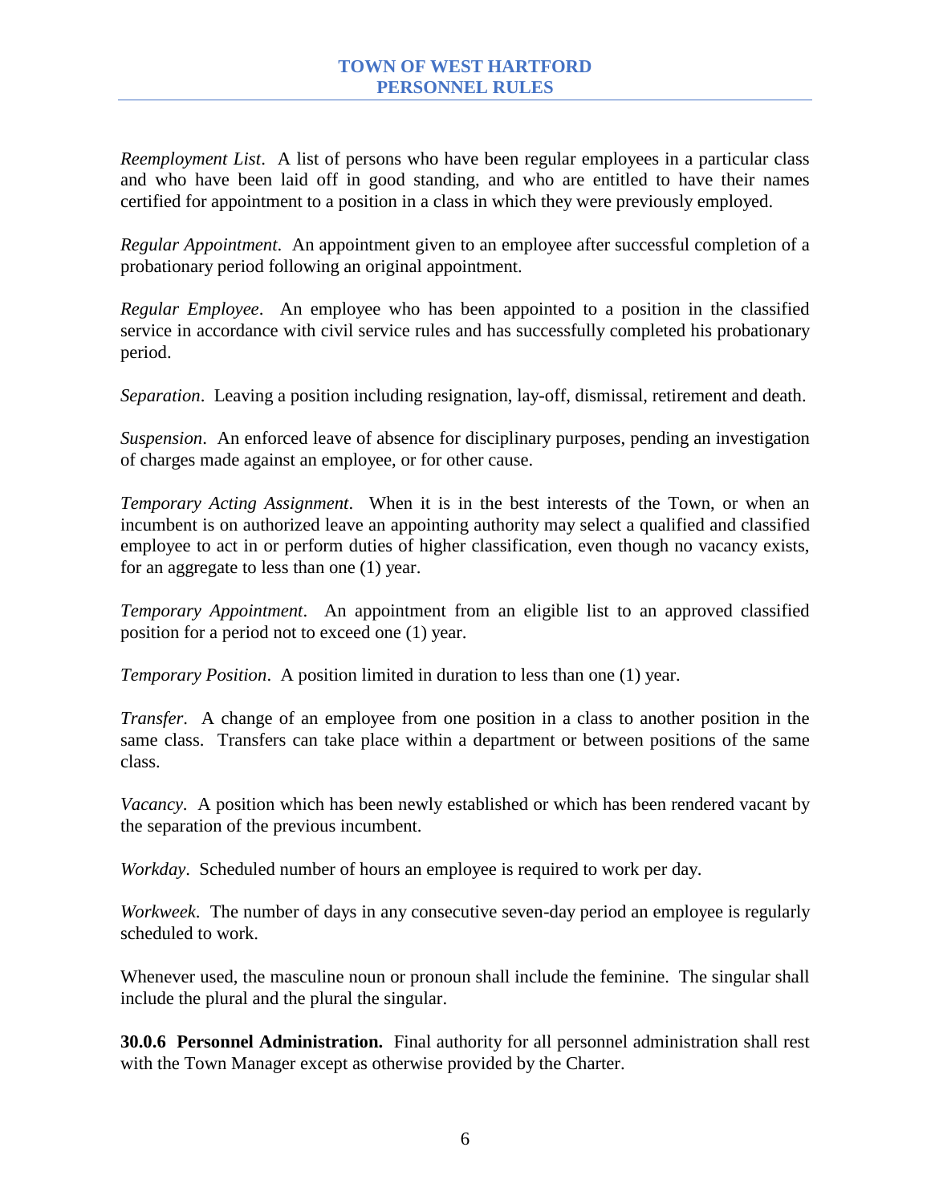*Reemployment List*. A list of persons who have been regular employees in a particular class and who have been laid off in good standing, and who are entitled to have their names certified for appointment to a position in a class in which they were previously employed.

*Regular Appointment*. An appointment given to an employee after successful completion of a probationary period following an original appointment.

*Regular Employee*. An employee who has been appointed to a position in the classified service in accordance with civil service rules and has successfully completed his probationary period.

*Separation*. Leaving a position including resignation, lay-off, dismissal, retirement and death.

*Suspension*. An enforced leave of absence for disciplinary purposes, pending an investigation of charges made against an employee, or for other cause.

*Temporary Acting Assignment*. When it is in the best interests of the Town, or when an incumbent is on authorized leave an appointing authority may select a qualified and classified employee to act in or perform duties of higher classification, even though no vacancy exists, for an aggregate to less than one (1) year.

*Temporary Appointment*. An appointment from an eligible list to an approved classified position for a period not to exceed one (1) year.

*Temporary Position*. A position limited in duration to less than one (1) year.

*Transfer*. A change of an employee from one position in a class to another position in the same class. Transfers can take place within a department or between positions of the same class.

*Vacancy*. A position which has been newly established or which has been rendered vacant by the separation of the previous incumbent.

*Workday*. Scheduled number of hours an employee is required to work per day.

*Workweek*. The number of days in any consecutive seven-day period an employee is regularly scheduled to work.

Whenever used, the masculine noun or pronoun shall include the feminine. The singular shall include the plural and the plural the singular.

**30.0.6 Personnel Administration.** Final authority for all personnel administration shall rest with the Town Manager except as otherwise provided by the Charter.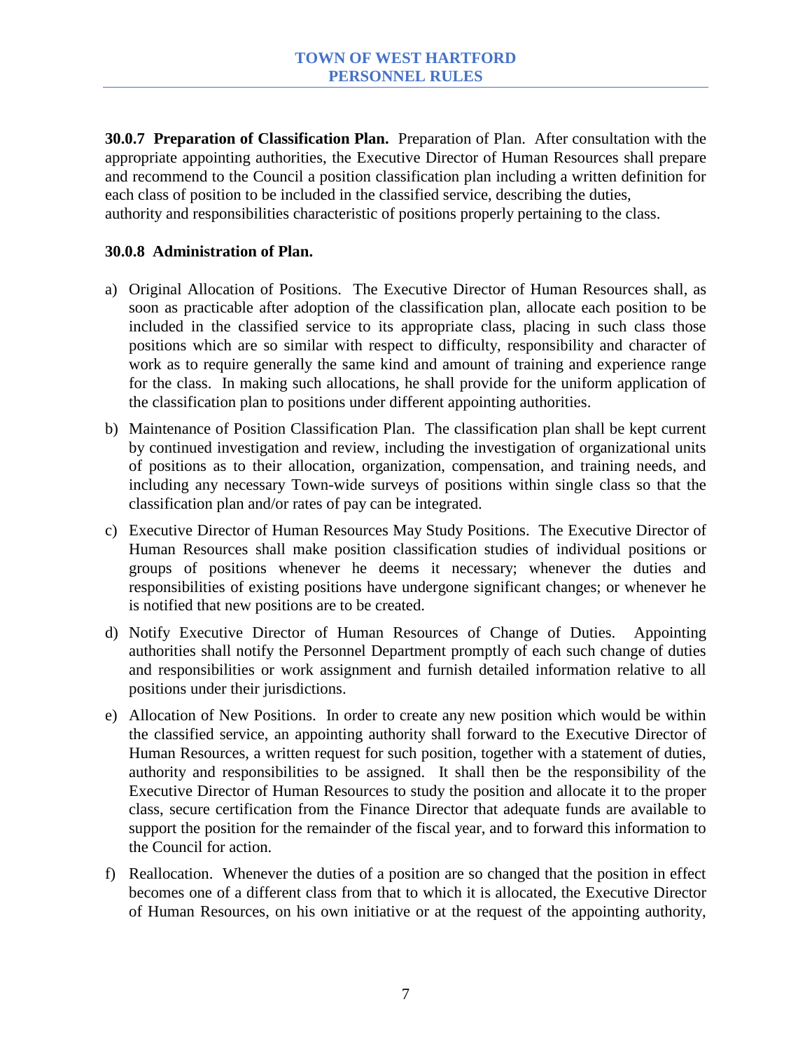**30.0.7 Preparation of Classification Plan.** Preparation of Plan. After consultation with the appropriate appointing authorities, the Executive Director of Human Resources shall prepare and recommend to the Council a position classification plan including a written definition for each class of position to be included in the classified service, describing the duties, authority and responsibilities characteristic of positions properly pertaining to the class.

**30.0.8 Administration of Plan.**

a) Original Allocation of Positions. The Executive Director of Human Resources shall, as soon as practicable after adoption of the classification plan, allocate each position to be included in the classified service to its appropriate class, placing in such class those positions which are so similar with respect to difficulty, responsibility and character of work as to require generally the same kind and amount of training and experience range for the class. In making such allocations, he shall provide for the uniform application of the classification plan to positions under different appointing authorities.

b) Maintenance of Position Classification Plan. The classification plan shall be kept current by continued investigation and review, including the investigation of organizational units of positions as to their allocation, organization, compensation, and training needs, and including any necessary Town-wide surveys of positions within single class so that the classification plan and/or rates of pay can be integrated.

c) Executive Director of Human Resources May Study Positions. The Executive Director of Human Resources shall make position classification studies of individual positions or groups of positions whenever he deems it necessary; whenever the duties and responsibilities of existing positions have undergone significant changes; or whenever he is notified that new positions are to be created.

d) Notify Executive Director of Human Resources of Change of Duties. Appointing authorities shall notify the Personnel Department promptly of each such change of duties and responsibilities or work assignment and furnish detailed information relative to all positions under their jurisdictions.

e) Allocation of New Positions. In order to create any new position which would be within the classified service, an appointing authority shall forward to the Executive Director of Human Resources, a written request for such position, together with a statement of duties, authority and responsibilities to be assigned. It shall then be the responsibility of the Executive Director of Human Resources to study the position and allocate it to the proper class, secure certification from the Finance Director that adequate funds are available to support the position for the remainder of the fiscal year, and to forward this information to the Council for action.

f) Reallocation. Whenever the duties of a position are so changed that the position in effect becomes one of a different class from that to which it is allocated, the Executive Director of Human Resources, on his own initiative or at the request of the appointing authority,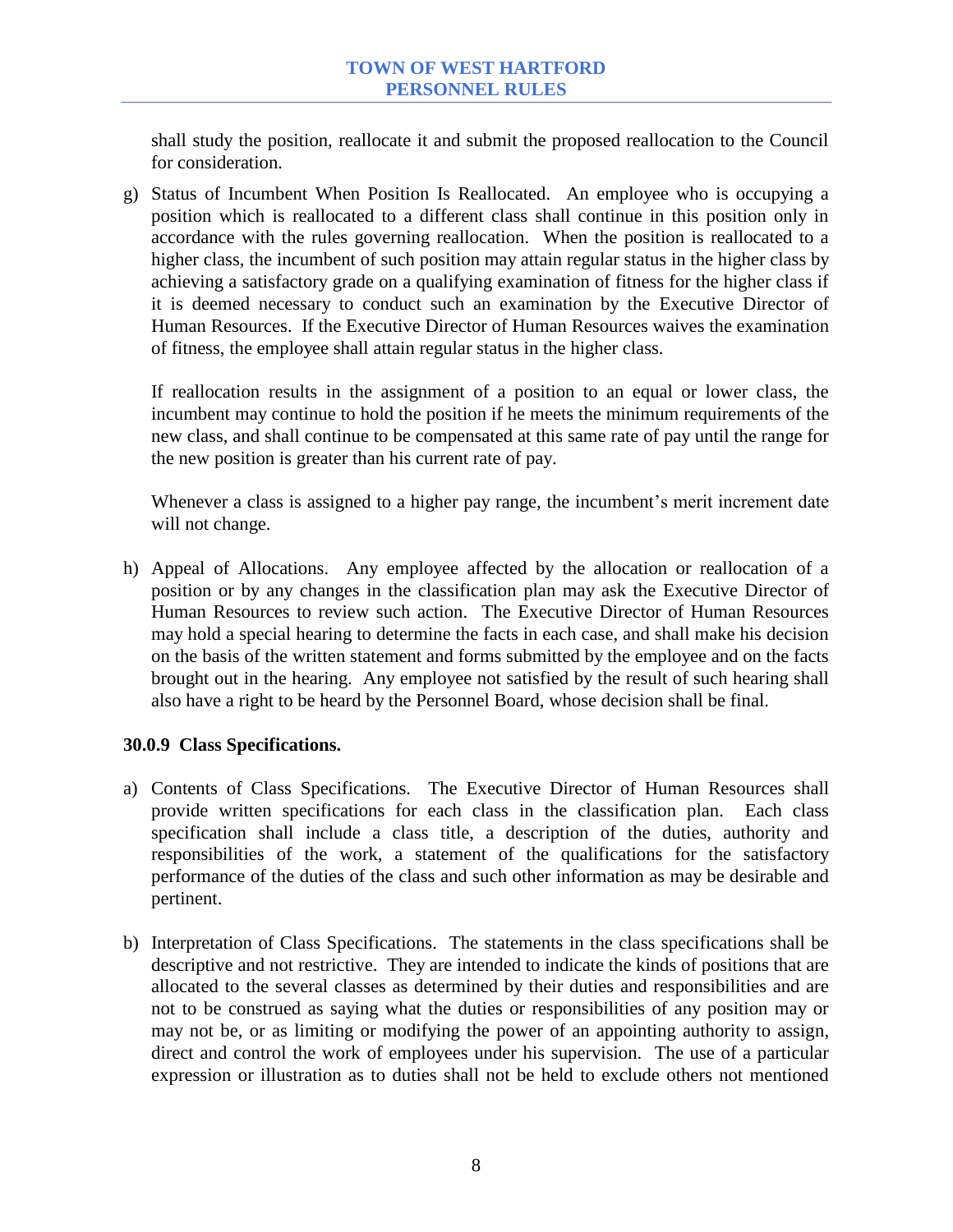shall study the position, reallocate it and submit the proposed reallocation to the Council for consideration.

g) Status of Incumbent When Position Is Reallocated. An employee who is occupying a position which is reallocated to a different class shall continue in this position only in accordance with the rules governing reallocation. When the position is reallocated to a higher class, the incumbent of such position may attain regular status in the higher class by achieving a satisfactory grade on a qualifying examination of fitness for the higher class if it is deemed necessary to conduct such an examination by the Executive Director of Human Resources. If the Executive Director of Human Resources waives the examination of fitness, the employee shall attain regular status in the higher class.

   If reallocation results in the assignment of a position to an equal or lower class, the incumbent may continue to hold the position if he meets the minimum requirements of the new class, and shall continue to be compensated at this same rate of pay until the range for the new position is greater than his current rate of pay.

   Whenever a class is assigned to a higher pay range, the incumbent's merit increment date will not change.

h) Appeal of Allocations. Any employee affected by the allocation or reallocation of a position or by any changes in the classification plan may ask the Executive Director of Human Resources to review such action. The Executive Director of Human Resources may hold a special hearing to determine the facts in each case, and shall make his decision on the basis of the written statement and forms submitted by the employee and on the facts brought out in the hearing. Any employee not satisfied by the result of such hearing shall also have a right to be heard by the Personnel Board, whose decision shall be final.

**30.0.9 Class Specifications.**

a) Contents of Class Specifications. The Executive Director of Human Resources shall provide written specifications for each class in the classification plan. Each class specification shall include a class title, a description of the duties, authority and responsibilities of the work, a statement of the qualifications for the satisfactory performance of the duties of the class and such other information as may be desirable and pertinent.

b) Interpretation of Class Specifications. The statements in the class specifications shall be descriptive and not restrictive. They are intended to indicate the kinds of positions that are allocated to the several classes as determined by their duties and responsibilities and are not to be construed as saying what the duties or responsibilities of any position may or may not be, or as limiting or modifying the power of an appointing authority to assign, direct and control the work of employees under his supervision. The use of a particular expression or illustration as to duties shall not be held to exclude others not mentioned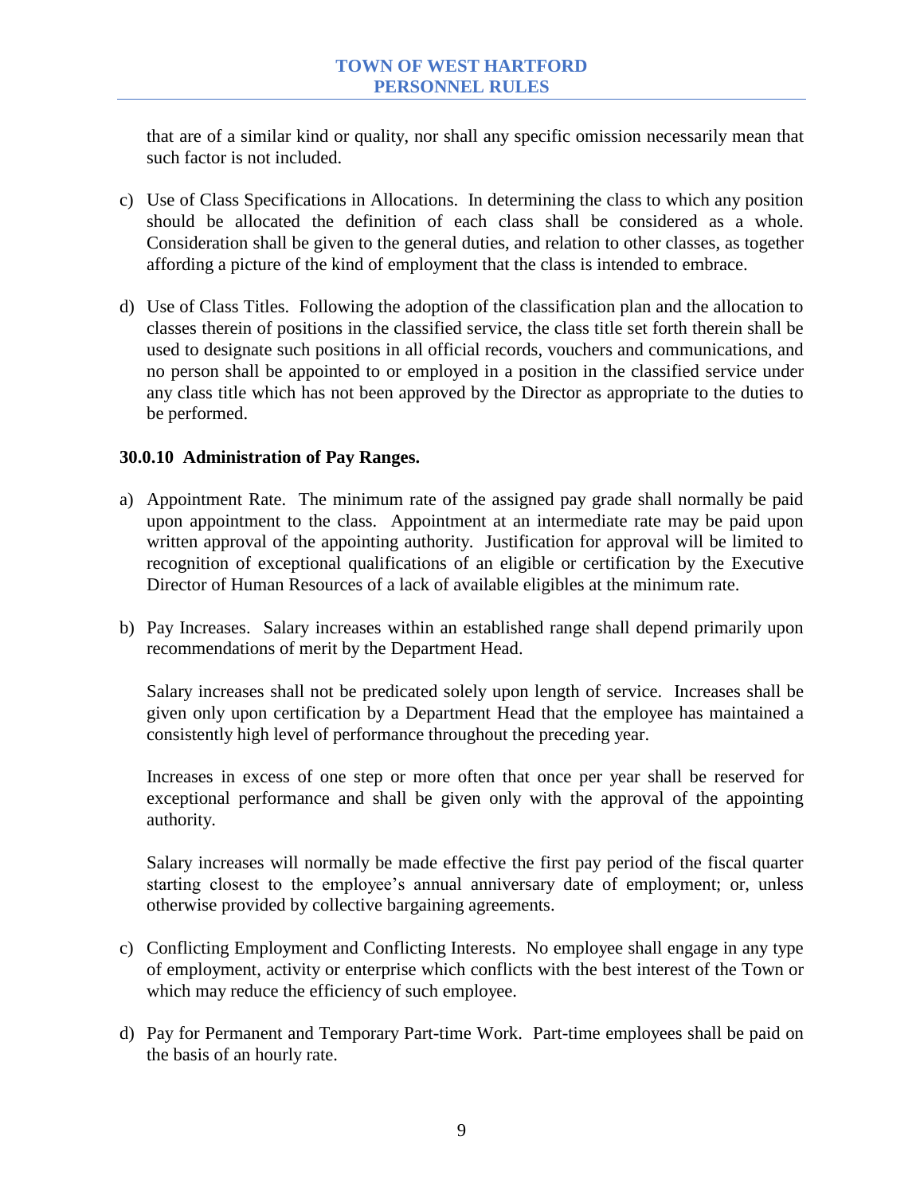that are of a similar kind or quality, nor shall any specific omission necessarily mean that such factor is not included.

c) Use of Class Specifications in Allocations. In determining the class to which any position should be allocated the definition of each class shall be considered as a whole. Consideration shall be given to the general duties, and relation to other classes, as together affording a picture of the kind of employment that the class is intended to embrace.

d) Use of Class Titles. Following the adoption of the classification plan and the allocation to classes therein of positions in the classified service, the class title set forth therein shall be used to designate such positions in all official records, vouchers and communications, and no person shall be appointed to or employed in a position in the classified service under any class title which has not been approved by the Director as appropriate to the duties to be performed.

### 30.0.10 Administration of Pay Ranges.

a) Appointment Rate. The minimum rate of the assigned pay grade shall normally be paid upon appointment to the class. Appointment at an intermediate rate may be paid upon written approval of the appointing authority. Justification for approval will be limited to recognition of exceptional qualifications of an eligible or certification by the Executive Director of Human Resources of a lack of available eligibles at the minimum rate.

b) Pay Increases. Salary increases within an established range shall depend primarily upon recommendations of merit by the Department Head.

   Salary increases shall not be predicated solely upon length of service. Increases shall be given only upon certification by a Department Head that the employee has maintained a consistently high level of performance throughout the preceding year.

   Increases in excess of one step or more often that once per year shall be reserved for exceptional performance and shall be given only with the approval of the appointing authority.

   Salary increases will normally be made effective the first pay period of the fiscal quarter starting closest to the employee's annual anniversary date of employment; or, unless otherwise provided by collective bargaining agreements.

c) Conflicting Employment and Conflicting Interests. No employee shall engage in any type of employment, activity or enterprise which conflicts with the best interest of the Town or which may reduce the efficiency of such employee.

d) Pay for Permanent and Temporary Part-time Work. Part-time employees shall be paid on the basis of an hourly rate.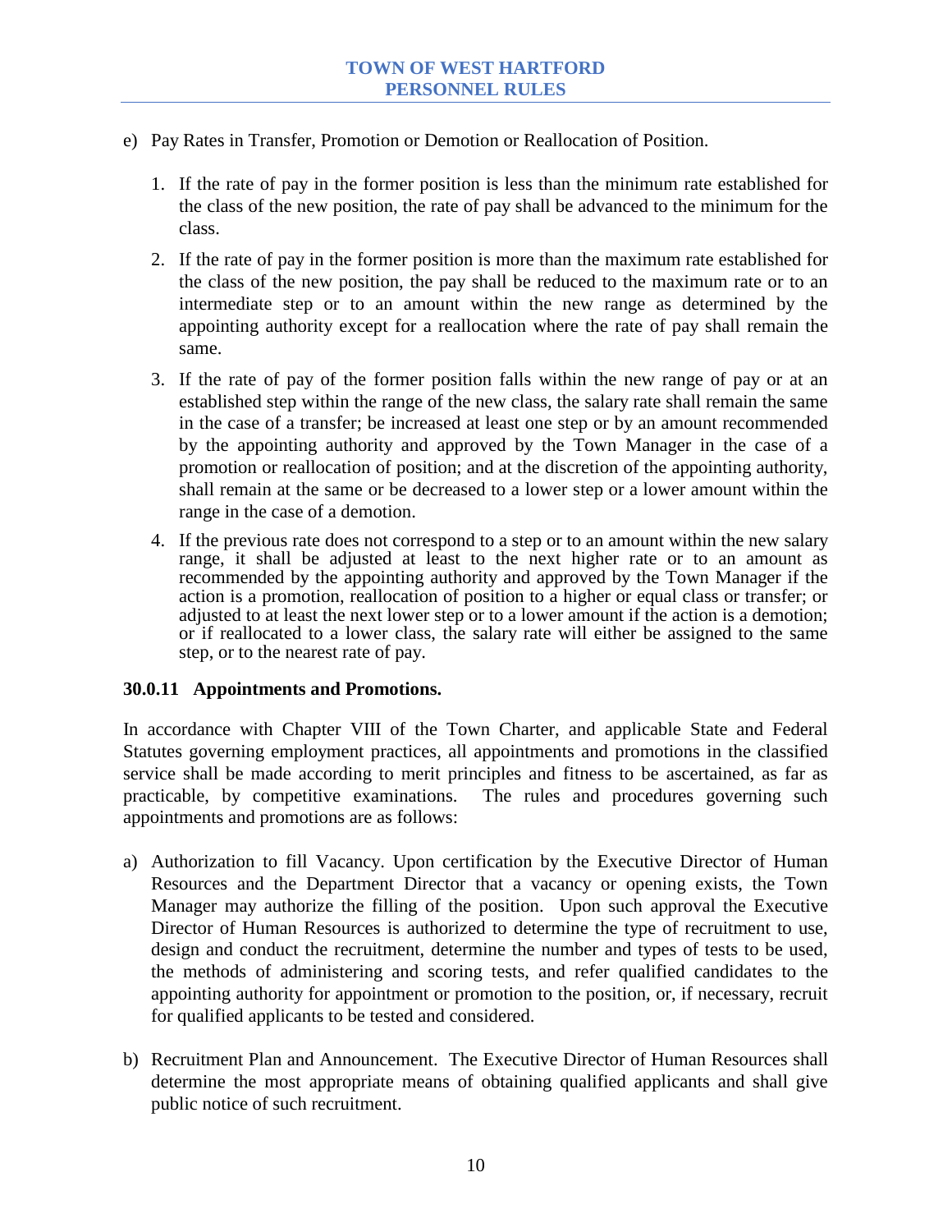e) Pay Rates in Transfer, Promotion or Demotion or Reallocation of Position.

   1. If the rate of pay in the former position is less than the minimum rate established for the class of the new position, the rate of pay shall be advanced to the minimum for the class.

   2. If the rate of pay in the former position is more than the maximum rate established for the class of the new position, the pay shall be reduced to the maximum rate or to an intermediate step or to an amount within the new range as determined by the appointing authority except for a reallocation where the rate of pay shall remain the same.

   3. If the rate of pay of the former position falls within the new range of pay or at an established step within the range of the new class, the salary rate shall remain the same in the case of a transfer; be increased at least one step or by an amount recommended by the appointing authority and approved by the Town Manager in the case of a promotion or reallocation of position; and at the discretion of the appointing authority, shall remain at the same or be decreased to a lower step or a lower amount within the range in the case of a demotion.

   4. If the previous rate does not correspond to a step or to an amount within the new salary range, it shall be adjusted at least to the next higher rate or to an amount as recommended by the appointing authority and approved by the Town Manager if the action is a promotion, reallocation of position to a higher or equal class or transfer; or adjusted to at least the next lower step or to a lower amount if the action is a demotion; or if reallocated to a lower class, the salary rate will either be assigned to the same step, or to the nearest rate of pay.

### 30.0.11 Appointments and Promotions.

In accordance with Chapter VIII of the Town Charter, and applicable State and Federal Statutes governing employment practices, all appointments and promotions in the classified service shall be made according to merit principles and fitness to be ascertained, as far as practicable, by competitive examinations. The rules and procedures governing such appointments and promotions are as follows:

a) Authorization to fill Vacancy. Upon certification by the Executive Director of Human Resources and the Department Director that a vacancy or opening exists, the Town Manager may authorize the filling of the position. Upon such approval the Executive Director of Human Resources is authorized to determine the type of recruitment to use, design and conduct the recruitment, determine the number and types of tests to be used, the methods of administering and scoring tests, and refer qualified candidates to the appointing authority for appointment or promotion to the position, or, if necessary, recruit for qualified applicants to be tested and considered.

b) Recruitment Plan and Announcement. The Executive Director of Human Resources shall determine the most appropriate means of obtaining qualified applicants and shall give public notice of such recruitment.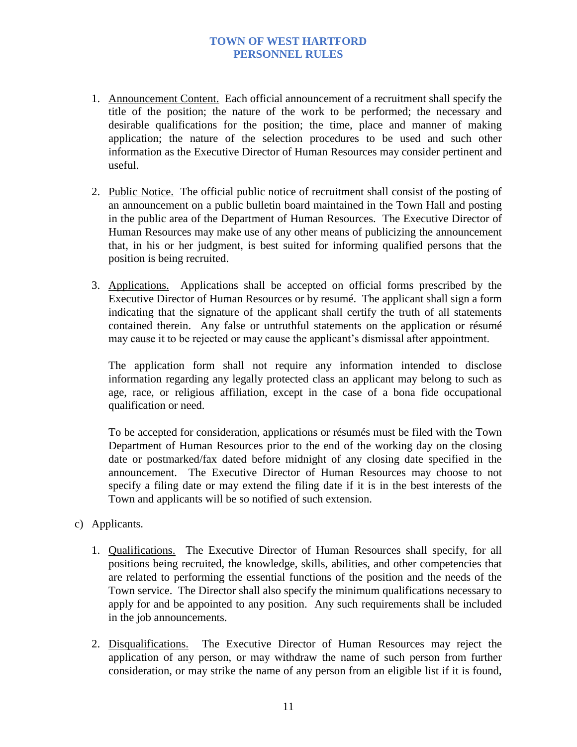1. Announcement Content. Each official announcement of a recruitment shall specify the title of the position; the nature of the work to be performed; the necessary and desirable qualifications for the position; the time, place and manner of making application; the nature of the selection procedures to be used and such other information as the Executive Director of Human Resources may consider pertinent and useful.

2. Public Notice. The official public notice of recruitment shall consist of the posting of an announcement on a public bulletin board maintained in the Town Hall and posting in the public area of the Department of Human Resources. The Executive Director of Human Resources may make use of any other means of publicizing the announcement that, in his or her judgment, is best suited for informing qualified persons that the position is being recruited.

3. Applications. Applications shall be accepted on official forms prescribed by the Executive Director of Human Resources or by resumé. The applicant shall sign a form indicating that the signature of the applicant shall certify the truth of all statements contained therein. Any false or untruthful statements on the application or résumé may cause it to be rejected or may cause the applicant's dismissal after appointment.

   The application form shall not require any information intended to disclose information regarding any legally protected class an applicant may belong to such as age, race, or religious affiliation, except in the case of a bona fide occupational qualification or need.

   To be accepted for consideration, applications or résumés must be filed with the Town Department of Human Resources prior to the end of the working day on the closing date or postmarked/fax dated before midnight of any closing date specified in the announcement. The Executive Director of Human Resources may choose to not specify a filing date or may extend the filing date if it is in the best interests of the Town and applicants will be so notified of such extension.

c) Applicants.

1. Qualifications. The Executive Director of Human Resources shall specify, for all positions being recruited, the knowledge, skills, abilities, and other competencies that are related to performing the essential functions of the position and the needs of the Town service. The Director shall also specify the minimum qualifications necessary to apply for and be appointed to any position. Any such requirements shall be included in the job announcements.

2. Disqualifications. The Executive Director of Human Resources may reject the application of any person, or may withdraw the name of such person from further consideration, or may strike the name of any person from an eligible list if it is found,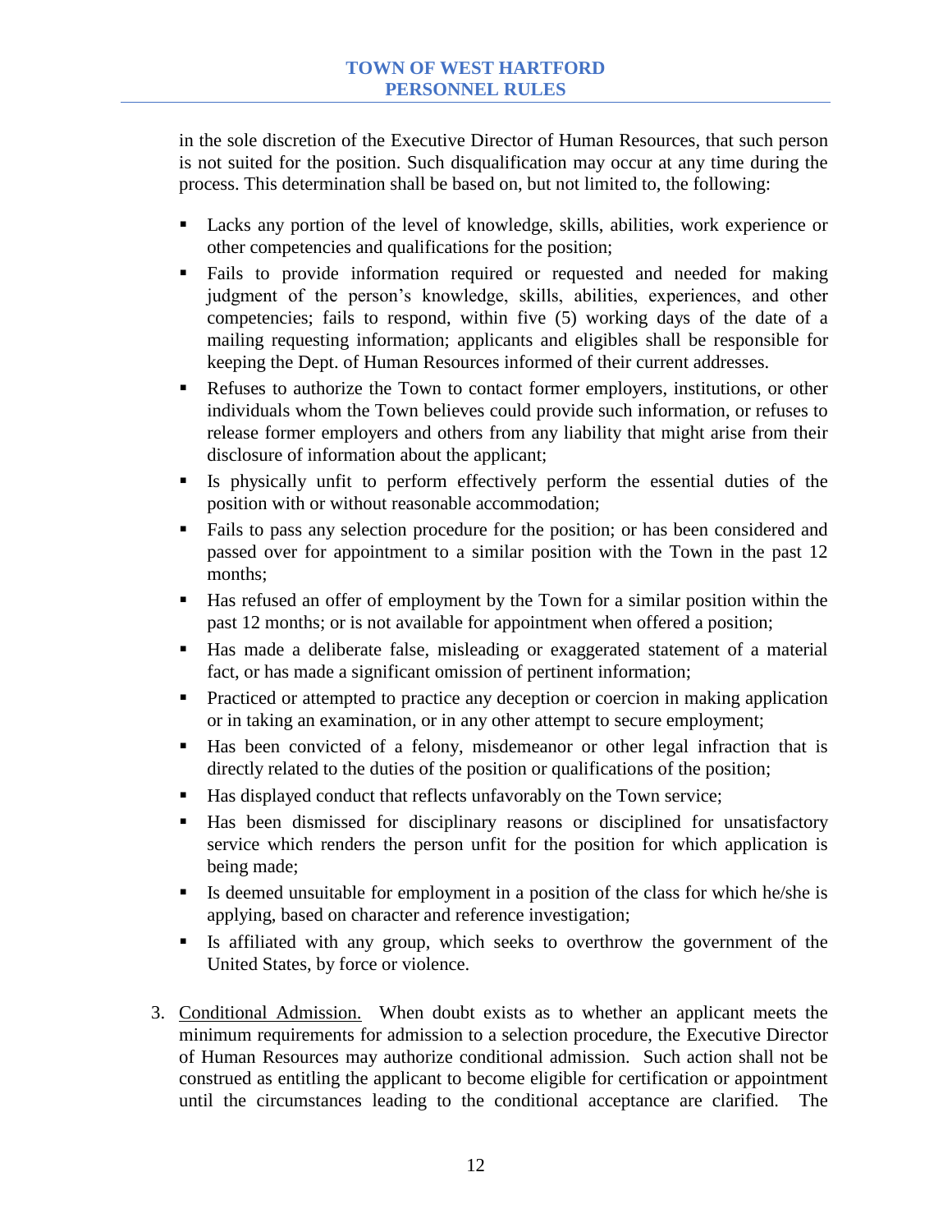in the sole discretion of the Executive Director of Human Resources, that such person is not suited for the position. Such disqualification may occur at any time during the process. This determination shall be based on, but not limited to, the following:

- Lacks any portion of the level of knowledge, skills, abilities, work experience or other competencies and qualifications for the position;
- Fails to provide information required or requested and needed for making judgment of the person's knowledge, skills, abilities, experiences, and other competencies; fails to respond, within five (5) working days of the date of a mailing requesting information; applicants and eligibles shall be responsible for keeping the Dept. of Human Resources informed of their current addresses.
- Refuses to authorize the Town to contact former employers, institutions, or other individuals whom the Town believes could provide such information, or refuses to release former employers and others from any liability that might arise from their disclosure of information about the applicant;
- Is physically unfit to perform effectively perform the essential duties of the position with or without reasonable accommodation;
- Fails to pass any selection procedure for the position; or has been considered and passed over for appointment to a similar position with the Town in the past 12 months;
- Has refused an offer of employment by the Town for a similar position within the past 12 months; or is not available for appointment when offered a position;
- Has made a deliberate false, misleading or exaggerated statement of a material fact, or has made a significant omission of pertinent information;
- Practiced or attempted to practice any deception or coercion in making application or in taking an examination, or in any other attempt to secure employment;
- Has been convicted of a felony, misdemeanor or other legal infraction that is directly related to the duties of the position or qualifications of the position;
- Has displayed conduct that reflects unfavorably on the Town service;
- Has been dismissed for disciplinary reasons or disciplined for unsatisfactory service which renders the person unfit for the position for which application is being made;
- Is deemed unsuitable for employment in a position of the class for which he/she is applying, based on character and reference investigation;
- Is affiliated with any group, which seeks to overthrow the government of the United States, by force or violence.

3. <u>Conditional Admission.</u> When doubt exists as to whether an applicant meets the minimum requirements for admission to a selection procedure, the Executive Director of Human Resources may authorize conditional admission. Such action shall not be construed as entitling the applicant to become eligible for certification or appointment until the circumstances leading to the conditional acceptance are clarified. The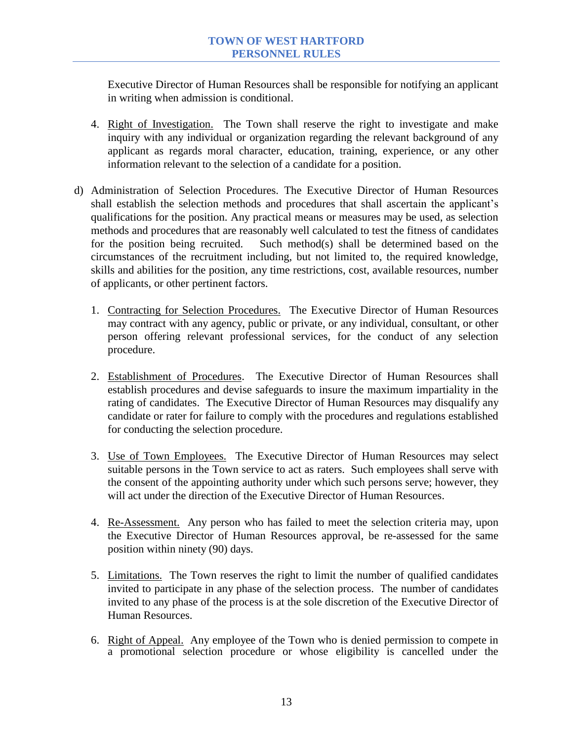Executive Director of Human Resources shall be responsible for notifying an applicant in writing when admission is conditional.

4. Right of Investigation. The Town shall reserve the right to investigate and make inquiry with any individual or organization regarding the relevant background of any applicant as regards moral character, education, training, experience, or any other information relevant to the selection of a candidate for a position.

d) Administration of Selection Procedures. The Executive Director of Human Resources shall establish the selection methods and procedures that shall ascertain the applicant's qualifications for the position. Any practical means or measures may be used, as selection methods and procedures that are reasonably well calculated to test the fitness of candidates for the position being recruited. Such method(s) shall be determined based on the circumstances of the recruitment including, but not limited to, the required knowledge, skills and abilities for the position, any time restrictions, cost, available resources, number of applicants, or other pertinent factors.

   1. Contracting for Selection Procedures. The Executive Director of Human Resources may contract with any agency, public or private, or any individual, consultant, or other person offering relevant professional services, for the conduct of any selection procedure.

   2. Establishment of Procedures. The Executive Director of Human Resources shall establish procedures and devise safeguards to insure the maximum impartiality in the rating of candidates. The Executive Director of Human Resources may disqualify any candidate or rater for failure to comply with the procedures and regulations established for conducting the selection procedure.

   3. Use of Town Employees. The Executive Director of Human Resources may select suitable persons in the Town service to act as raters. Such employees shall serve with the consent of the appointing authority under which such persons serve; however, they will act under the direction of the Executive Director of Human Resources.

   4. Re-Assessment. Any person who has failed to meet the selection criteria may, upon the Executive Director of Human Resources approval, be re-assessed for the same position within ninety (90) days.

   5. Limitations. The Town reserves the right to limit the number of qualified candidates invited to participate in any phase of the selection process. The number of candidates invited to any phase of the process is at the sole discretion of the Executive Director of Human Resources.

   6. Right of Appeal. Any employee of the Town who is denied permission to compete in a promotional selection procedure or whose eligibility is cancelled under the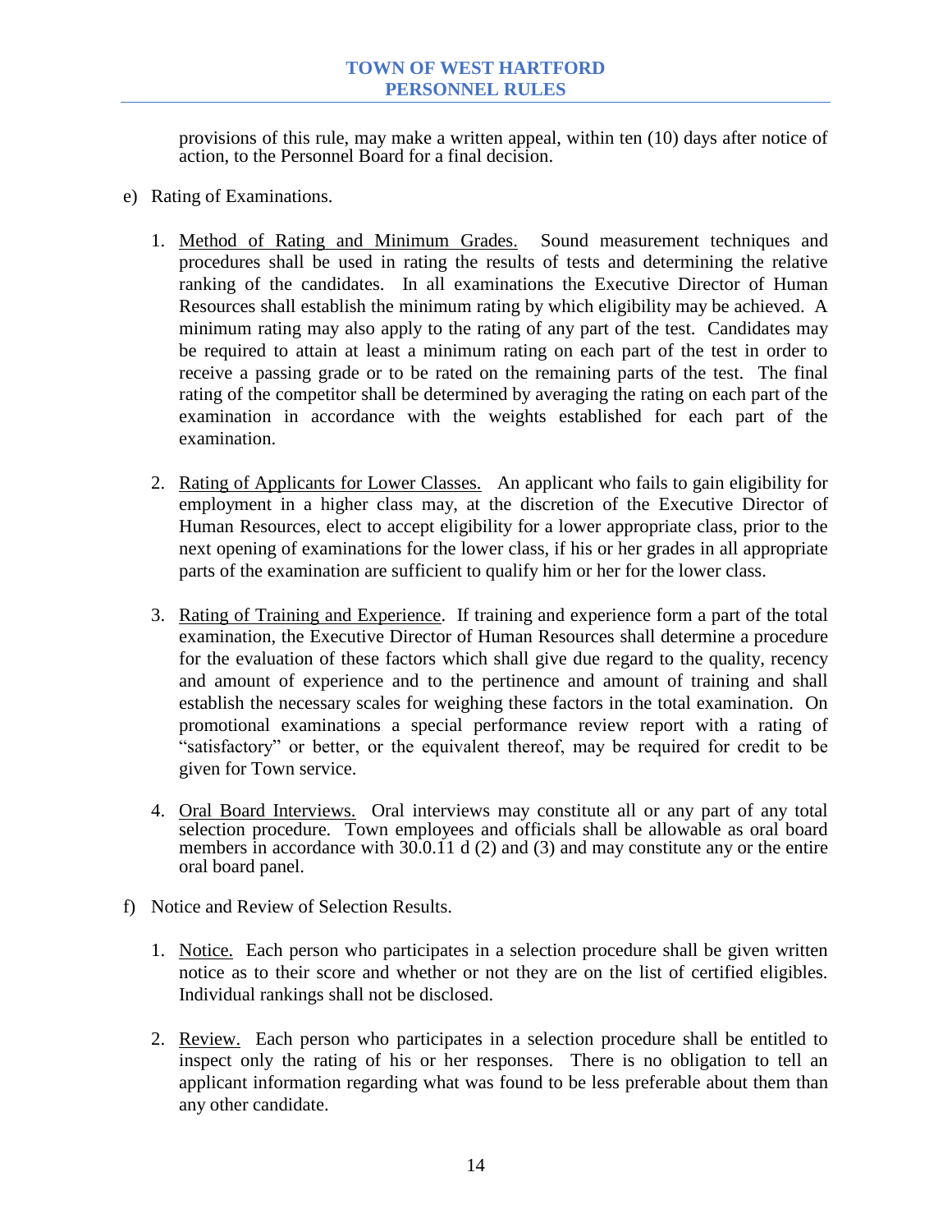provisions of this rule, may make a written appeal, within ten (10) days after notice of action, to the Personnel Board for a final decision.

e) Rating of Examinations.

1. Method of Rating and Minimum Grades. Sound measurement techniques and procedures shall be used in rating the results of tests and determining the relative ranking of the candidates. In all examinations the Executive Director of Human Resources shall establish the minimum rating by which eligibility may be achieved. A minimum rating may also apply to the rating of any part of the test. Candidates may be required to attain at least a minimum rating on each part of the test in order to receive a passing grade or to be rated on the remaining parts of the test. The final rating of the competitor shall be determined by averaging the rating on each part of the examination in accordance with the weights established for each part of the examination.

2. Rating of Applicants for Lower Classes. An applicant who fails to gain eligibility for employment in a higher class may, at the discretion of the Executive Director of Human Resources, elect to accept eligibility for a lower appropriate class, prior to the next opening of examinations for the lower class, if his or her grades in all appropriate parts of the examination are sufficient to qualify him or her for the lower class.

3. Rating of Training and Experience. If training and experience form a part of the total examination, the Executive Director of Human Resources shall determine a procedure for the evaluation of these factors which shall give due regard to the quality, recency and amount of experience and to the pertinence and amount of training and shall establish the necessary scales for weighing these factors in the total examination. On promotional examinations a special performance review report with a rating of "satisfactory" or better, or the equivalent thereof, may be required for credit to be given for Town service.

4. Oral Board Interviews. Oral interviews may constitute all or any part of any total selection procedure. Town employees and officials shall be allowable as oral board members in accordance with 30.0.11 d (2) and (3) and may constitute any or the entire oral board panel.

f) Notice and Review of Selection Results.

1. Notice. Each person who participates in a selection procedure shall be given written notice as to their score and whether or not they are on the list of certified eligibles. Individual rankings shall not be disclosed.

2. Review. Each person who participates in a selection procedure shall be entitled to inspect only the rating of his or her responses. There is no obligation to tell an applicant information regarding what was found to be less preferable about them than any other candidate.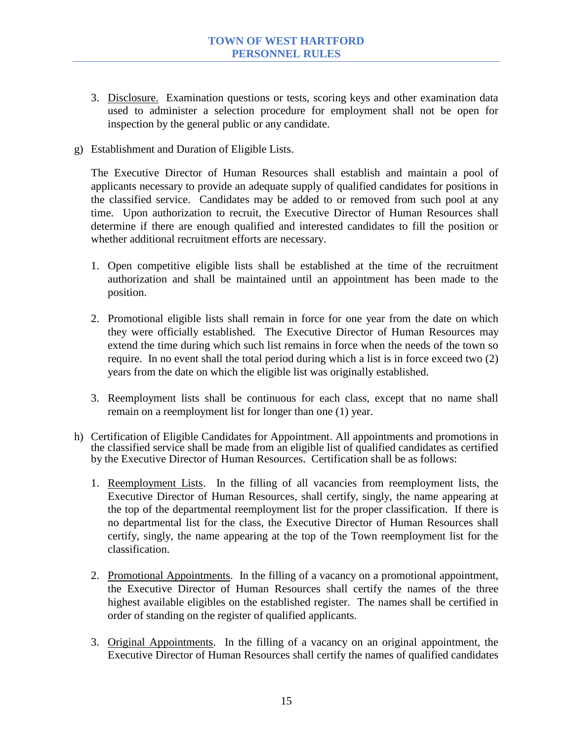3. <u>Disclosure.</u> Examination questions or tests, scoring keys and other examination data used to administer a selection procedure for employment shall not be open for inspection by the general public or any candidate.

g) Establishment and Duration of Eligible Lists.

The Executive Director of Human Resources shall establish and maintain a pool of applicants necessary to provide an adequate supply of qualified candidates for positions in the classified service. Candidates may be added to or removed from such pool at any time. Upon authorization to recruit, the Executive Director of Human Resources shall determine if there are enough qualified and interested candidates to fill the position or whether additional recruitment efforts are necessary.

1. Open competitive eligible lists shall be established at the time of the recruitment authorization and shall be maintained until an appointment has been made to the position.

2. Promotional eligible lists shall remain in force for one year from the date on which they were officially established. The Executive Director of Human Resources may extend the time during which such list remains in force when the needs of the town so require. In no event shall the total period during which a list is in force exceed two (2) years from the date on which the eligible list was originally established.

3. Reemployment lists shall be continuous for each class, except that no name shall remain on a reemployment list for longer than one (1) year.

h) Certification of Eligible Candidates for Appointment. All appointments and promotions in the classified service shall be made from an eligible list of qualified candidates as certified by the Executive Director of Human Resources. Certification shall be as follows:

1. <u>Reemployment Lists</u>. In the filling of all vacancies from reemployment lists, the Executive Director of Human Resources, shall certify, singly, the name appearing at the top of the departmental reemployment list for the proper classification. If there is no departmental list for the class, the Executive Director of Human Resources shall certify, singly, the name appearing at the top of the Town reemployment list for the classification.

2. <u>Promotional Appointments</u>. In the filling of a vacancy on a promotional appointment, the Executive Director of Human Resources shall certify the names of the three highest available eligibles on the established register. The names shall be certified in order of standing on the register of qualified applicants.

3. <u>Original Appointments</u>. In the filling of a vacancy on an original appointment, the Executive Director of Human Resources shall certify the names of qualified candidates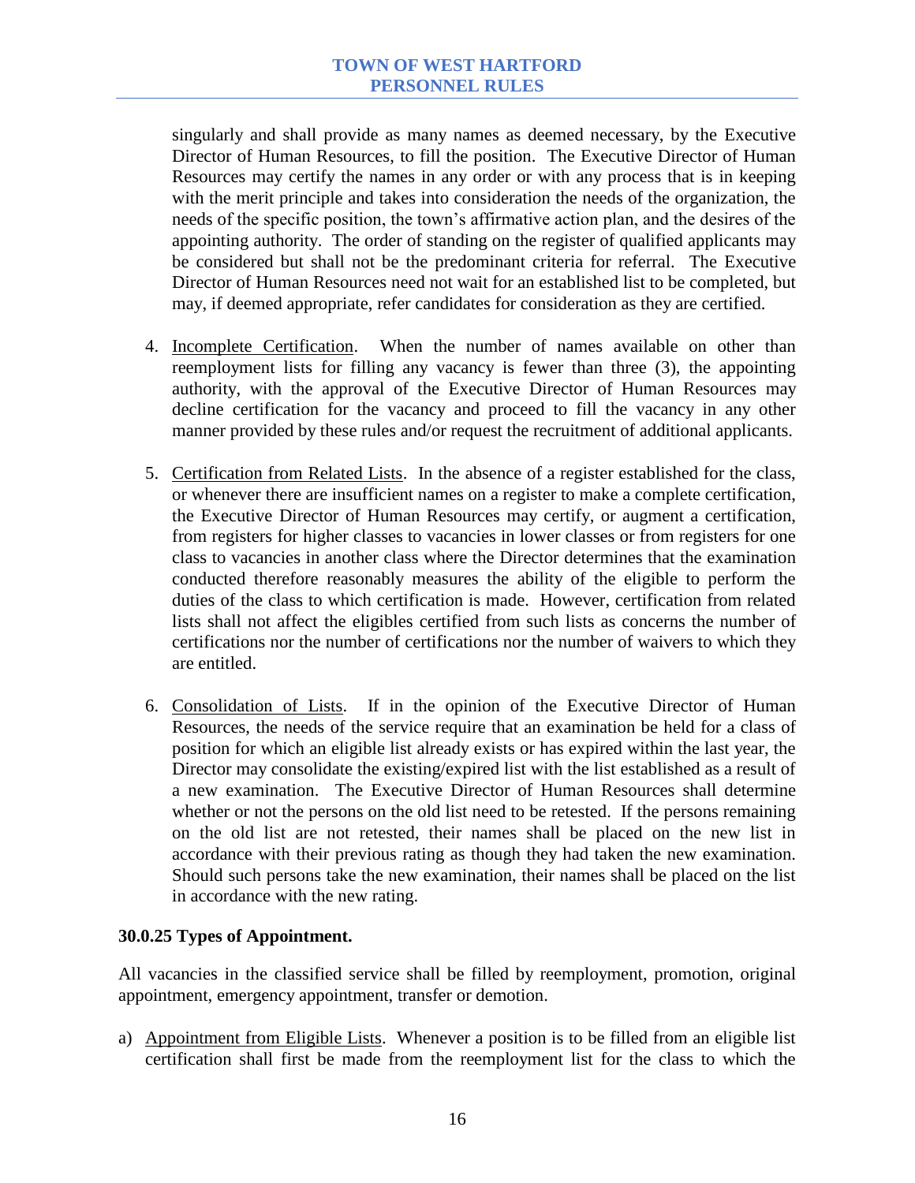singularly and shall provide as many names as deemed necessary, by the Executive Director of Human Resources, to fill the position. The Executive Director of Human Resources may certify the names in any order or with any process that is in keeping with the merit principle and takes into consideration the needs of the organization, the needs of the specific position, the town's affirmative action plan, and the desires of the appointing authority. The order of standing on the register of qualified applicants may be considered but shall not be the predominant criteria for referral. The Executive Director of Human Resources need not wait for an established list to be completed, but may, if deemed appropriate, refer candidates for consideration as they are certified.

4. Incomplete Certification. When the number of names available on other than reemployment lists for filling any vacancy is fewer than three (3), the appointing authority, with the approval of the Executive Director of Human Resources may decline certification for the vacancy and proceed to fill the vacancy in any other manner provided by these rules and/or request the recruitment of additional applicants.

5. Certification from Related Lists. In the absence of a register established for the class, or whenever there are insufficient names on a register to make a complete certification, the Executive Director of Human Resources may certify, or augment a certification, from registers for higher classes to vacancies in lower classes or from registers for one class to vacancies in another class where the Director determines that the examination conducted therefore reasonably measures the ability of the eligible to perform the duties of the class to which certification is made. However, certification from related lists shall not affect the eligibles certified from such lists as concerns the number of certifications nor the number of certifications nor the number of waivers to which they are entitled.

6. Consolidation of Lists. If in the opinion of the Executive Director of Human Resources, the needs of the service require that an examination be held for a class of position for which an eligible list already exists or has expired within the last year, the Director may consolidate the existing/expired list with the list established as a result of a new examination. The Executive Director of Human Resources shall determine whether or not the persons on the old list need to be retested. If the persons remaining on the old list are not retested, their names shall be placed on the new list in accordance with their previous rating as though they had taken the new examination. Should such persons take the new examination, their names shall be placed on the list in accordance with the new rating.

**30.0.25 Types of Appointment.**

All vacancies in the classified service shall be filled by reemployment, promotion, original appointment, emergency appointment, transfer or demotion.

a) Appointment from Eligible Lists. Whenever a position is to be filled from an eligible list certification shall first be made from the reemployment list for the class to which the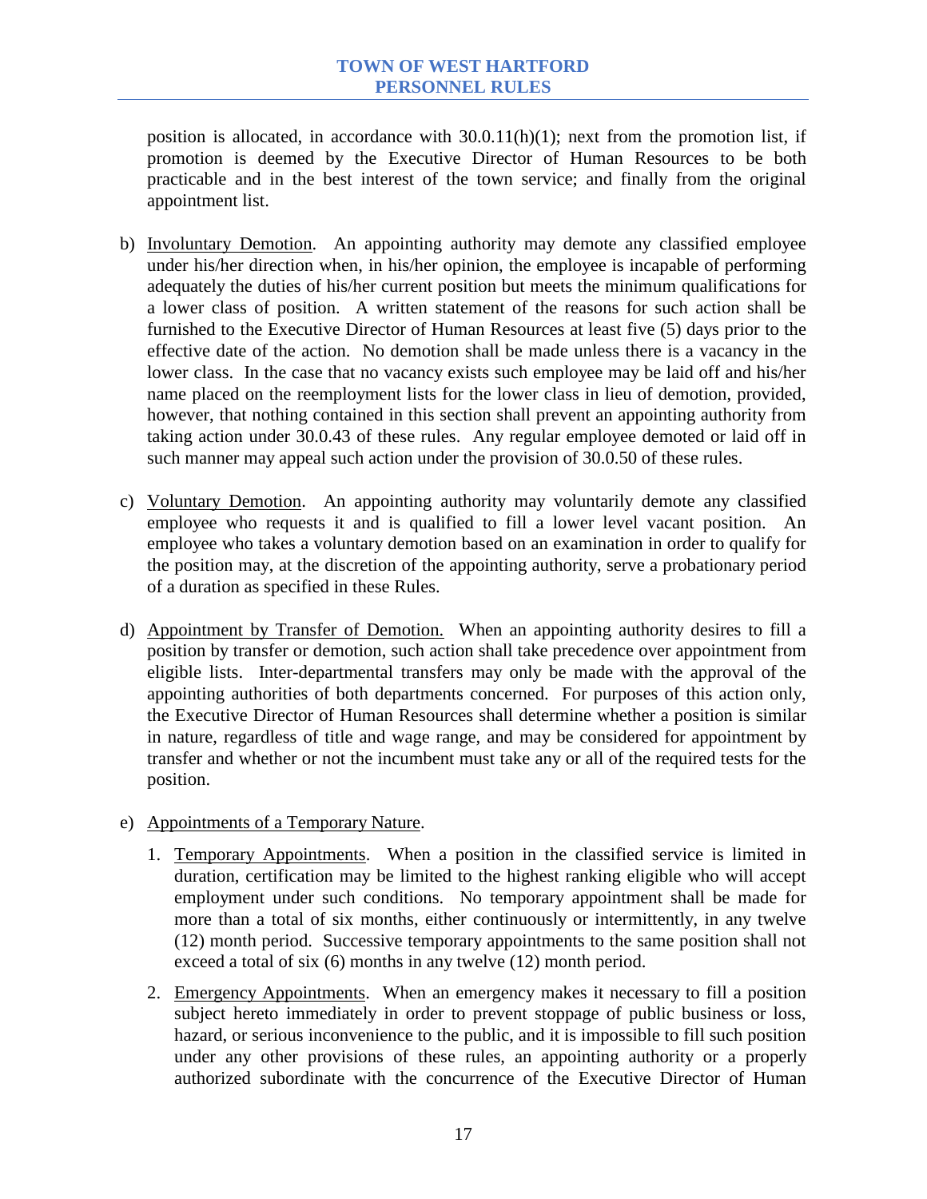position is allocated, in accordance with 30.0.11(h)(1); next from the promotion list, if promotion is deemed by the Executive Director of Human Resources to be both practicable and in the best interest of the town service; and finally from the original appointment list.

b) Involuntary Demotion. An appointing authority may demote any classified employee under his/her direction when, in his/her opinion, the employee is incapable of performing adequately the duties of his/her current position but meets the minimum qualifications for a lower class of position. A written statement of the reasons for such action shall be furnished to the Executive Director of Human Resources at least five (5) days prior to the effective date of the action. No demotion shall be made unless there is a vacancy in the lower class. In the case that no vacancy exists such employee may be laid off and his/her name placed on the reemployment lists for the lower class in lieu of demotion, provided, however, that nothing contained in this section shall prevent an appointing authority from taking action under 30.0.43 of these rules. Any regular employee demoted or laid off in such manner may appeal such action under the provision of 30.0.50 of these rules.

c) Voluntary Demotion. An appointing authority may voluntarily demote any classified employee who requests it and is qualified to fill a lower level vacant position. An employee who takes a voluntary demotion based on an examination in order to qualify for the position may, at the discretion of the appointing authority, serve a probationary period of a duration as specified in these Rules.

d) Appointment by Transfer of Demotion. When an appointing authority desires to fill a position by transfer or demotion, such action shall take precedence over appointment from eligible lists. Inter-departmental transfers may only be made with the approval of the appointing authorities of both departments concerned. For purposes of this action only, the Executive Director of Human Resources shall determine whether a position is similar in nature, regardless of title and wage range, and may be considered for appointment by transfer and whether or not the incumbent must take any or all of the required tests for the position.

e) Appointments of a Temporary Nature.

   1. Temporary Appointments. When a position in the classified service is limited in duration, certification may be limited to the highest ranking eligible who will accept employment under such conditions. No temporary appointment shall be made for more than a total of six months, either continuously or intermittently, in any twelve (12) month period. Successive temporary appointments to the same position shall not exceed a total of six (6) months in any twelve (12) month period.

   2. Emergency Appointments. When an emergency makes it necessary to fill a position subject hereto immediately in order to prevent stoppage of public business or loss, hazard, or serious inconvenience to the public, and it is impossible to fill such position under any other provisions of these rules, an appointing authority or a properly authorized subordinate with the concurrence of the Executive Director of Human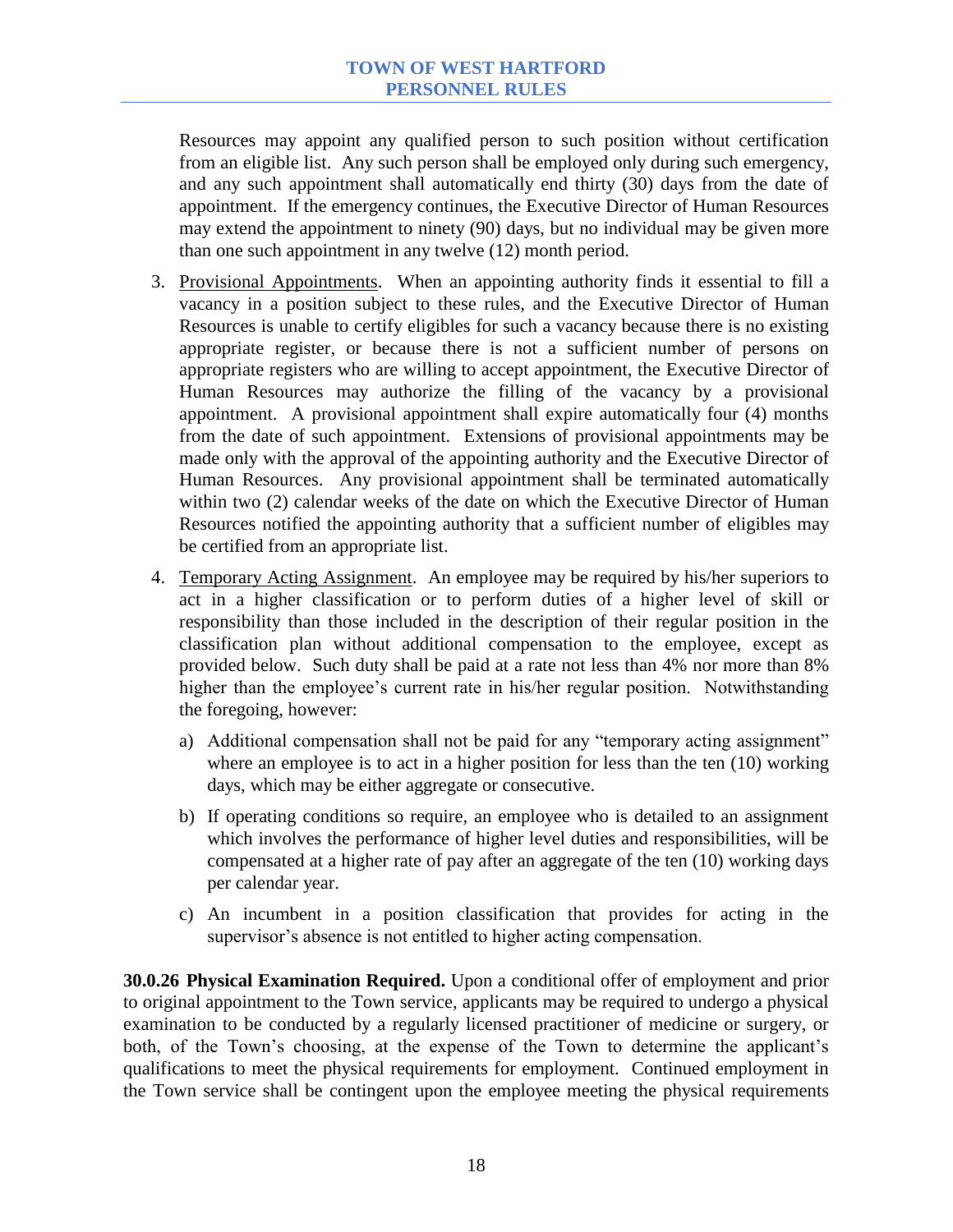Resources may appoint any qualified person to such position without certification from an eligible list. Any such person shall be employed only during such emergency, and any such appointment shall automatically end thirty (30) days from the date of appointment. If the emergency continues, the Executive Director of Human Resources may extend the appointment to ninety (90) days, but no individual may be given more than one such appointment in any twelve (12) month period.

3. Provisional Appointments. When an appointing authority finds it essential to fill a vacancy in a position subject to these rules, and the Executive Director of Human Resources is unable to certify eligibles for such a vacancy because there is no existing appropriate register, or because there is not a sufficient number of persons on appropriate registers who are willing to accept appointment, the Executive Director of Human Resources may authorize the filling of the vacancy by a provisional appointment. A provisional appointment shall expire automatically four (4) months from the date of such appointment. Extensions of provisional appointments may be made only with the approval of the appointing authority and the Executive Director of Human Resources. Any provisional appointment shall be terminated automatically within two (2) calendar weeks of the date on which the Executive Director of Human Resources notified the appointing authority that a sufficient number of eligibles may be certified from an appropriate list.

4. Temporary Acting Assignment. An employee may be required by his/her superiors to act in a higher classification or to perform duties of a higher level of skill or responsibility than those included in the description of their regular position in the classification plan without additional compensation to the employee, except as provided below. Such duty shall be paid at a rate not less than 4% nor more than 8% higher than the employee's current rate in his/her regular position. Notwithstanding the foregoing, however:

   a) Additional compensation shall not be paid for any "temporary acting assignment" where an employee is to act in a higher position for less than the ten (10) working days, which may be either aggregate or consecutive.

   b) If operating conditions so require, an employee who is detailed to an assignment which involves the performance of higher level duties and responsibilities, will be compensated at a higher rate of pay after an aggregate of the ten (10) working days per calendar year.

   c) An incumbent in a position classification that provides for acting in the supervisor's absence is not entitled to higher acting compensation.

**30.0.26 Physical Examination Required.** Upon a conditional offer of employment and prior to original appointment to the Town service, applicants may be required to undergo a physical examination to be conducted by a regularly licensed practitioner of medicine or surgery, or both, of the Town's choosing, at the expense of the Town to determine the applicant's qualifications to meet the physical requirements for employment. Continued employment in the Town service shall be contingent upon the employee meeting the physical requirements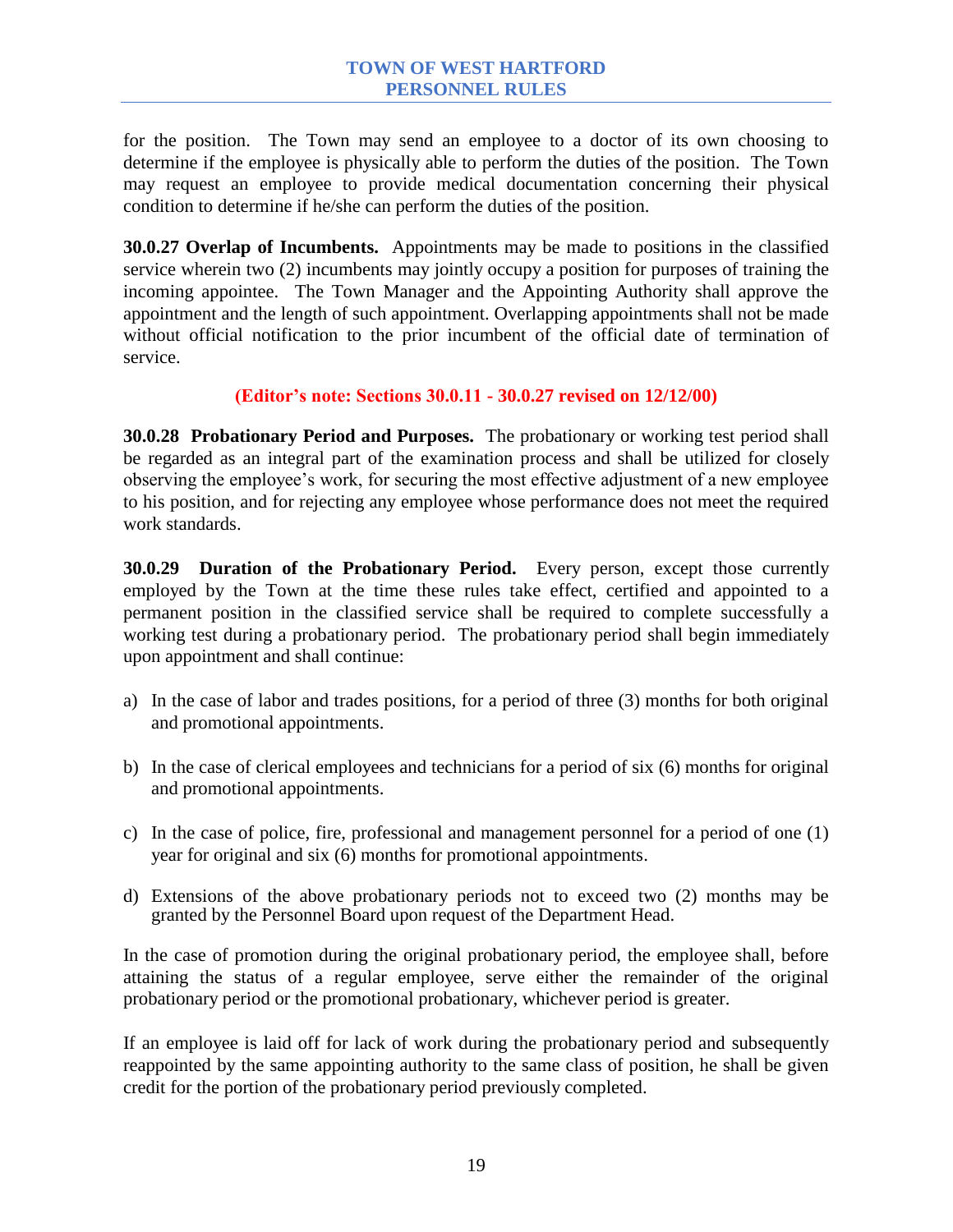for the position. The Town may send an employee to a doctor of its own choosing to determine if the employee is physically able to perform the duties of the position. The Town may request an employee to provide medical documentation concerning their physical condition to determine if he/she can perform the duties of the position.

**30.0.27 Overlap of Incumbents.** Appointments may be made to positions in the classified service wherein two (2) incumbents may jointly occupy a position for purposes of training the incoming appointee. The Town Manager and the Appointing Authority shall approve the appointment and the length of such appointment. Overlapping appointments shall not be made without official notification to the prior incumbent of the official date of termination of service.

**(Editor's note: Sections 30.0.11 - 30.0.27 revised on 12/12/00)**

**30.0.28 Probationary Period and Purposes.** The probationary or working test period shall be regarded as an integral part of the examination process and shall be utilized for closely observing the employee's work, for securing the most effective adjustment of a new employee to his position, and for rejecting any employee whose performance does not meet the required work standards.

**30.0.29 Duration of the Probationary Period.** Every person, except those currently employed by the Town at the time these rules take effect, certified and appointed to a permanent position in the classified service shall be required to complete successfully a working test during a probationary period. The probationary period shall begin immediately upon appointment and shall continue:

a) In the case of labor and trades positions, for a period of three (3) months for both original and promotional appointments.

b) In the case of clerical employees and technicians for a period of six (6) months for original and promotional appointments.

c) In the case of police, fire, professional and management personnel for a period of one (1) year for original and six (6) months for promotional appointments.

d) Extensions of the above probationary periods not to exceed two (2) months may be granted by the Personnel Board upon request of the Department Head.

In the case of promotion during the original probationary period, the employee shall, before attaining the status of a regular employee, serve either the remainder of the original probationary period or the promotional probationary, whichever period is greater.

If an employee is laid off for lack of work during the probationary period and subsequently reappointed by the same appointing authority to the same class of position, he shall be given credit for the portion of the probationary period previously completed.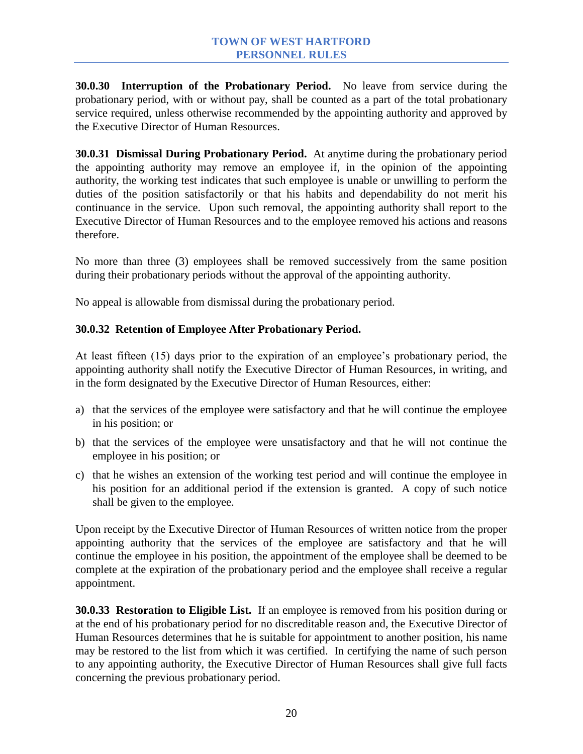**30.0.30 Interruption of the Probationary Period.** No leave from service during the probationary period, with or without pay, shall be counted as a part of the total probationary service required, unless otherwise recommended by the appointing authority and approved by the Executive Director of Human Resources.

**30.0.31 Dismissal During Probationary Period.** At anytime during the probationary period the appointing authority may remove an employee if, in the opinion of the appointing authority, the working test indicates that such employee is unable or unwilling to perform the duties of the position satisfactorily or that his habits and dependability do not merit his continuance in the service. Upon such removal, the appointing authority shall report to the Executive Director of Human Resources and to the employee removed his actions and reasons therefore.

No more than three (3) employees shall be removed successively from the same position during their probationary periods without the approval of the appointing authority.

No appeal is allowable from dismissal during the probationary period.

**30.0.32 Retention of Employee After Probationary Period.**

At least fifteen (15) days prior to the expiration of an employee's probationary period, the appointing authority shall notify the Executive Director of Human Resources, in writing, and in the form designated by the Executive Director of Human Resources, either:

a) that the services of the employee were satisfactory and that he will continue the employee in his position; or

b) that the services of the employee were unsatisfactory and that he will not continue the employee in his position; or

c) that he wishes an extension of the working test period and will continue the employee in his position for an additional period if the extension is granted. A copy of such notice shall be given to the employee.

Upon receipt by the Executive Director of Human Resources of written notice from the proper appointing authority that the services of the employee are satisfactory and that he will continue the employee in his position, the appointment of the employee shall be deemed to be complete at the expiration of the probationary period and the employee shall receive a regular appointment.

**30.0.33 Restoration to Eligible List.** If an employee is removed from his position during or at the end of his probationary period for no discreditable reason and, the Executive Director of Human Resources determines that he is suitable for appointment to another position, his name may be restored to the list from which it was certified. In certifying the name of such person to any appointing authority, the Executive Director of Human Resources shall give full facts concerning the previous probationary period.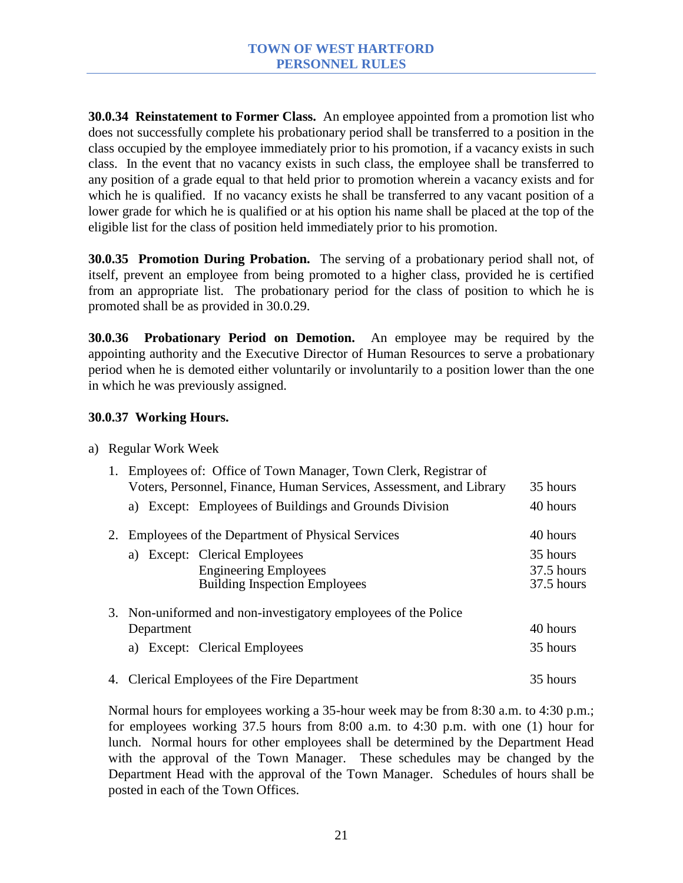**30.0.34 Reinstatement to Former Class.** An employee appointed from a promotion list who does not successfully complete his probationary period shall be transferred to a position in the class occupied by the employee immediately prior to his promotion, if a vacancy exists in such class. In the event that no vacancy exists in such class, the employee shall be transferred to any position of a grade equal to that held prior to promotion wherein a vacancy exists and for which he is qualified. If no vacancy exists he shall be transferred to any vacant position of a lower grade for which he is qualified or at his option his name shall be placed at the top of the eligible list for the class of position held immediately prior to his promotion.

**30.0.35 Promotion During Probation.** The serving of a probationary period shall not, of itself, prevent an employee from being promoted to a higher class, provided he is certified from an appropriate list. The probationary period for the class of position to which he is promoted shall be as provided in 30.0.29.

**30.0.36 Probationary Period on Demotion.** An employee may be required by the appointing authority and the Executive Director of Human Resources to serve a probationary period when he is demoted either voluntarily or involuntarily to a position lower than the one in which he was previously assigned.

**30.0.37 Working Hours.**

a) Regular Work Week

| | |
|---|---|
| 1. Employees of: Office of Town Manager, Town Clerk, Registrar of Voters, Personnel, Finance, Human Services, Assessment, and Library | 35 hours |
| a) Except: Employees of Buildings and Grounds Division | 40 hours |
| 2. Employees of the Department of Physical Services | 40 hours |
| a) Except: Clerical Employees | 35 hours |
| Engineering Employees | 37.5 hours |
| Building Inspection Employees | 37.5 hours |
| 3. Non-uniformed and non-investigatory employees of the Police Department | 40 hours |
| a) Except: Clerical Employees | 35 hours |
| 4. Clerical Employees of the Fire Department | 35 hours |

Normal hours for employees working a 35-hour week may be from 8:30 a.m. to 4:30 p.m.; for employees working 37.5 hours from 8:00 a.m. to 4:30 p.m. with one (1) hour for lunch. Normal hours for other employees shall be determined by the Department Head with the approval of the Town Manager. These schedules may be changed by the Department Head with the approval of the Town Manager. Schedules of hours shall be posted in each of the Town Offices.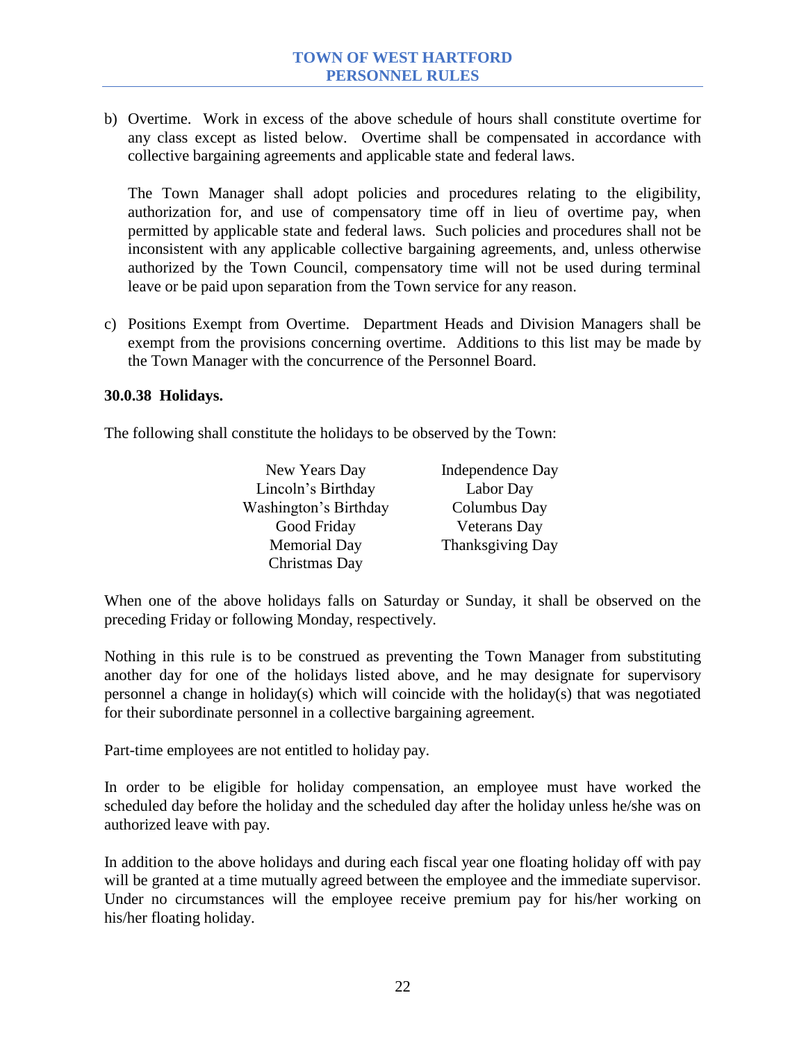b) Overtime. Work in excess of the above schedule of hours shall constitute overtime for any class except as listed below. Overtime shall be compensated in accordance with collective bargaining agreements and applicable state and federal laws.

   The Town Manager shall adopt policies and procedures relating to the eligibility, authorization for, and use of compensatory time off in lieu of overtime pay, when permitted by applicable state and federal laws. Such policies and procedures shall not be inconsistent with any applicable collective bargaining agreements, and, unless otherwise authorized by the Town Council, compensatory time will not be used during terminal leave or be paid upon separation from the Town service for any reason.

c) Positions Exempt from Overtime. Department Heads and Division Managers shall be exempt from the provisions concerning overtime. Additions to this list may be made by the Town Manager with the concurrence of the Personnel Board.

**30.0.38 Holidays.**

The following shall constitute the holidays to be observed by the Town:

| | |
|---|---|
| New Years Day | Independence Day |
| Lincoln's Birthday | Labor Day |
| Washington's Birthday | Columbus Day |
| Good Friday | Veterans Day |
| Memorial Day | Thanksgiving Day |
| Christmas Day | |

When one of the above holidays falls on Saturday or Sunday, it shall be observed on the preceding Friday or following Monday, respectively.

Nothing in this rule is to be construed as preventing the Town Manager from substituting another day for one of the holidays listed above, and he may designate for supervisory personnel a change in holiday(s) which will coincide with the holiday(s) that was negotiated for their subordinate personnel in a collective bargaining agreement.

Part-time employees are not entitled to holiday pay.

In order to be eligible for holiday compensation, an employee must have worked the scheduled day before the holiday and the scheduled day after the holiday unless he/she was on authorized leave with pay.

In addition to the above holidays and during each fiscal year one floating holiday off with pay will be granted at a time mutually agreed between the employee and the immediate supervisor. Under no circumstances will the employee receive premium pay for his/her working on his/her floating holiday.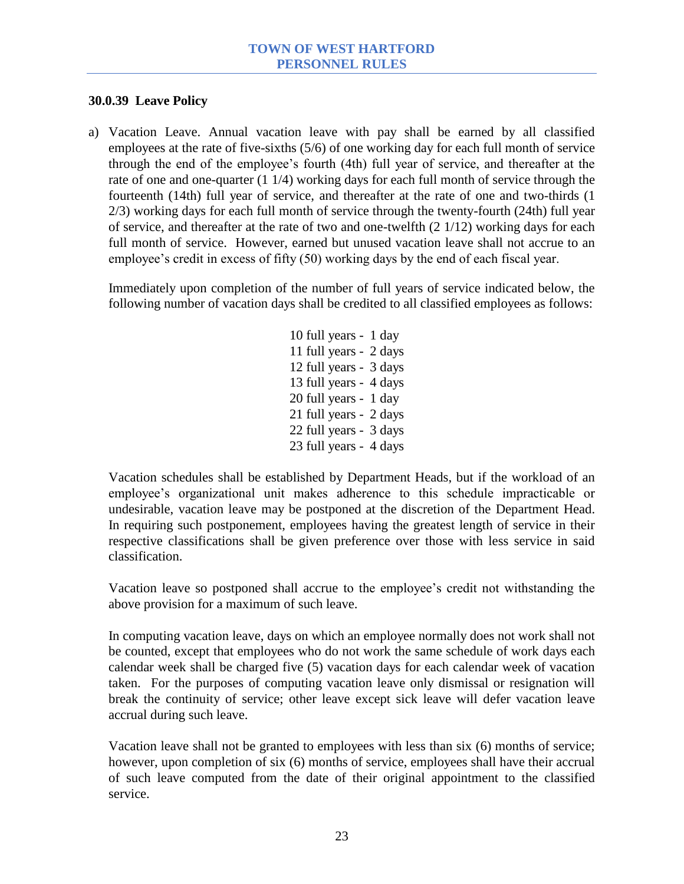### 30.0.39 Leave Policy

a) Vacation Leave. Annual vacation leave with pay shall be earned by all classified employees at the rate of five-sixths (5/6) of one working day for each full month of service through the end of the employee's fourth (4th) full year of service, and thereafter at the rate of one and one-quarter (1 1/4) working days for each full month of service through the fourteenth (14th) full year of service, and thereafter at the rate of one and two-thirds (1 2/3) working days for each full month of service through the twenty-fourth (24th) full year of service, and thereafter at the rate of two and one-twelfth (2 1/12) working days for each full month of service. However, earned but unused vacation leave shall not accrue to an employee's credit in excess of fifty (50) working days by the end of each fiscal year.

Immediately upon completion of the number of full years of service indicated below, the following number of vacation days shall be credited to all classified employees as follows:

10 full years - 1 day
11 full years - 2 days
12 full years - 3 days
13 full years - 4 days
20 full years - 1 day
21 full years - 2 days
22 full years - 3 days
23 full years - 4 days

Vacation schedules shall be established by Department Heads, but if the workload of an employee's organizational unit makes adherence to this schedule impracticable or undesirable, vacation leave may be postponed at the discretion of the Department Head. In requiring such postponement, employees having the greatest length of service in their respective classifications shall be given preference over those with less service in said classification.

Vacation leave so postponed shall accrue to the employee's credit not withstanding the above provision for a maximum of such leave.

In computing vacation leave, days on which an employee normally does not work shall not be counted, except that employees who do not work the same schedule of work days each calendar week shall be charged five (5) vacation days for each calendar week of vacation taken. For the purposes of computing vacation leave only dismissal or resignation will break the continuity of service; other leave except sick leave will defer vacation leave accrual during such leave.

Vacation leave shall not be granted to employees with less than six (6) months of service; however, upon completion of six (6) months of service, employees shall have their accrual of such leave computed from the date of their original appointment to the classified service.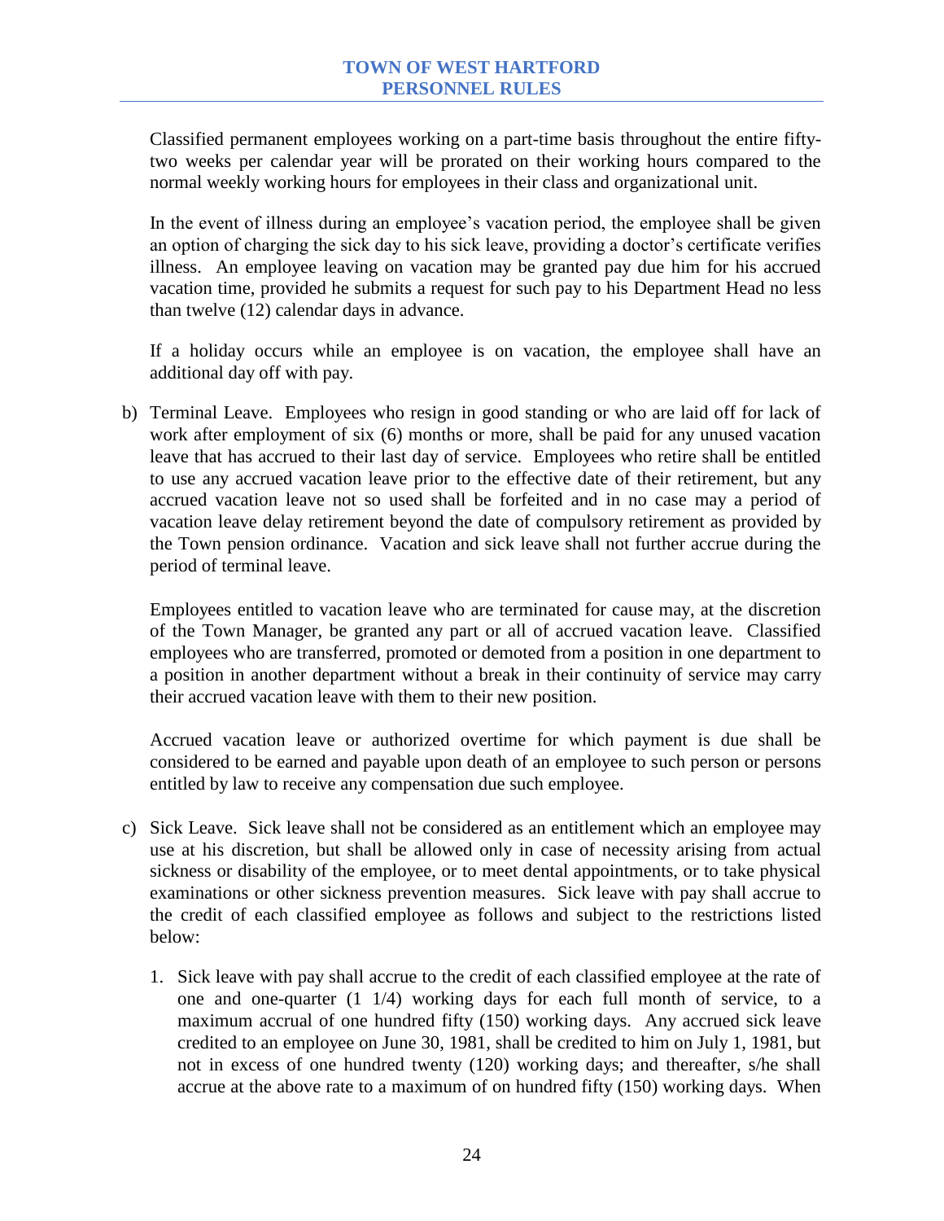Classified permanent employees working on a part-time basis throughout the entire fifty-two weeks per calendar year will be prorated on their working hours compared to the normal weekly working hours for employees in their class and organizational unit.

In the event of illness during an employee's vacation period, the employee shall be given an option of charging the sick day to his sick leave, providing a doctor's certificate verifies illness. An employee leaving on vacation may be granted pay due him for his accrued vacation time, provided he submits a request for such pay to his Department Head no less than twelve (12) calendar days in advance.

If a holiday occurs while an employee is on vacation, the employee shall have an additional day off with pay.

b) Terminal Leave. Employees who resign in good standing or who are laid off for lack of work after employment of six (6) months or more, shall be paid for any unused vacation leave that has accrued to their last day of service. Employees who retire shall be entitled to use any accrued vacation leave prior to the effective date of their retirement, but any accrued vacation leave not so used shall be forfeited and in no case may a period of vacation leave delay retirement beyond the date of compulsory retirement as provided by the Town pension ordinance. Vacation and sick leave shall not further accrue during the period of terminal leave.

   Employees entitled to vacation leave who are terminated for cause may, at the discretion of the Town Manager, be granted any part or all of accrued vacation leave. Classified employees who are transferred, promoted or demoted from a position in one department to a position in another department without a break in their continuity of service may carry their accrued vacation leave with them to their new position.

   Accrued vacation leave or authorized overtime for which payment is due shall be considered to be earned and payable upon death of an employee to such person or persons entitled by law to receive any compensation due such employee.

c) Sick Leave. Sick leave shall not be considered as an entitlement which an employee may use at his discretion, but shall be allowed only in case of necessity arising from actual sickness or disability of the employee, or to meet dental appointments, or to take physical examinations or other sickness prevention measures. Sick leave with pay shall accrue to the credit of each classified employee as follows and subject to the restrictions listed below:

   1. Sick leave with pay shall accrue to the credit of each classified employee at the rate of one and one-quarter (1 1/4) working days for each full month of service, to a maximum accrual of one hundred fifty (150) working days. Any accrued sick leave credited to an employee on June 30, 1981, shall be credited to him on July 1, 1981, but not in excess of one hundred twenty (120) working days; and thereafter, s/he shall accrue at the above rate to a maximum of on hundred fifty (150) working days. When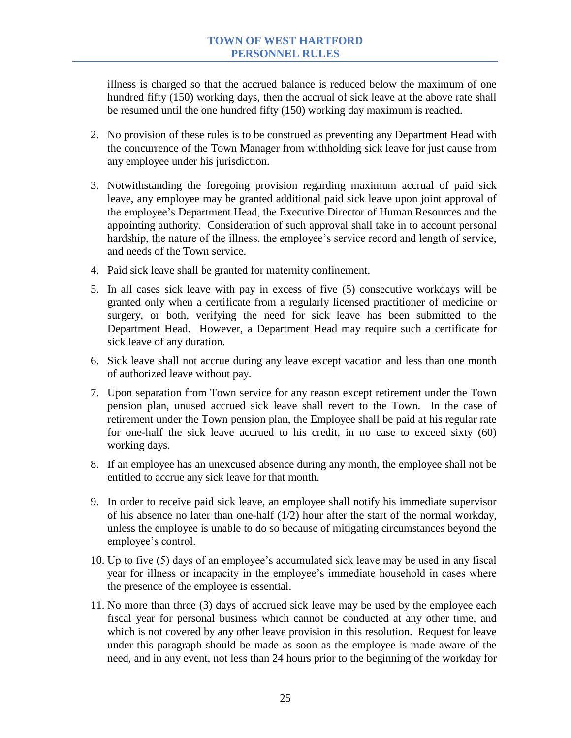illness is charged so that the accrued balance is reduced below the maximum of one hundred fifty (150) working days, then the accrual of sick leave at the above rate shall be resumed until the one hundred fifty (150) working day maximum is reached.

2. No provision of these rules is to be construed as preventing any Department Head with the concurrence of the Town Manager from withholding sick leave for just cause from any employee under his jurisdiction.

3. Notwithstanding the foregoing provision regarding maximum accrual of paid sick leave, any employee may be granted additional paid sick leave upon joint approval of the employee's Department Head, the Executive Director of Human Resources and the appointing authority. Consideration of such approval shall take in to account personal hardship, the nature of the illness, the employee's service record and length of service, and needs of the Town service.

4. Paid sick leave shall be granted for maternity confinement.

5. In all cases sick leave with pay in excess of five (5) consecutive workdays will be granted only when a certificate from a regularly licensed practitioner of medicine or surgery, or both, verifying the need for sick leave has been submitted to the Department Head. However, a Department Head may require such a certificate for sick leave of any duration.

6. Sick leave shall not accrue during any leave except vacation and less than one month of authorized leave without pay.

7. Upon separation from Town service for any reason except retirement under the Town pension plan, unused accrued sick leave shall revert to the Town. In the case of retirement under the Town pension plan, the Employee shall be paid at his regular rate for one-half the sick leave accrued to his credit, in no case to exceed sixty (60) working days.

8. If an employee has an unexcused absence during any month, the employee shall not be entitled to accrue any sick leave for that month.

9. In order to receive paid sick leave, an employee shall notify his immediate supervisor of his absence no later than one-half (1/2) hour after the start of the normal workday, unless the employee is unable to do so because of mitigating circumstances beyond the employee's control.

10. Up to five (5) days of an employee's accumulated sick leave may be used in any fiscal year for illness or incapacity in the employee's immediate household in cases where the presence of the employee is essential.

11. No more than three (3) days of accrued sick leave may be used by the employee each fiscal year for personal business which cannot be conducted at any other time, and which is not covered by any other leave provision in this resolution. Request for leave under this paragraph should be made as soon as the employee is made aware of the need, and in any event, not less than 24 hours prior to the beginning of the workday for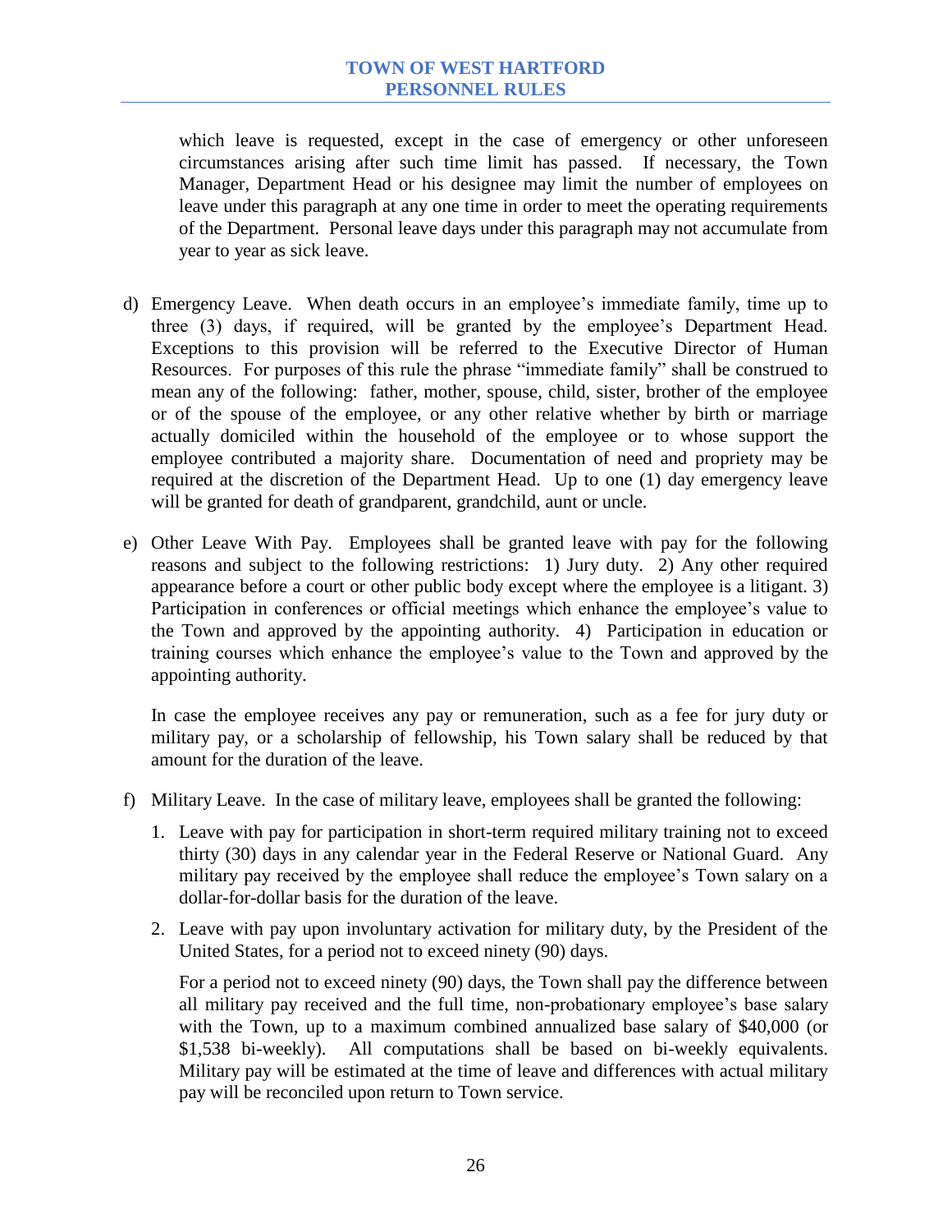which leave is requested, except in the case of emergency or other unforeseen circumstances arising after such time limit has passed. If necessary, the Town Manager, Department Head or his designee may limit the number of employees on leave under this paragraph at any one time in order to meet the operating requirements of the Department. Personal leave days under this paragraph may not accumulate from year to year as sick leave.

d) Emergency Leave. When death occurs in an employee's immediate family, time up to three (3) days, if required, will be granted by the employee's Department Head. Exceptions to this provision will be referred to the Executive Director of Human Resources. For purposes of this rule the phrase "immediate family" shall be construed to mean any of the following: father, mother, spouse, child, sister, brother of the employee or of the spouse of the employee, or any other relative whether by birth or marriage actually domiciled within the household of the employee or to whose support the employee contributed a majority share. Documentation of need and propriety may be required at the discretion of the Department Head. Up to one (1) day emergency leave will be granted for death of grandparent, grandchild, aunt or uncle.

e) Other Leave With Pay. Employees shall be granted leave with pay for the following reasons and subject to the following restrictions: 1) Jury duty. 2) Any other required appearance before a court or other public body except where the employee is a litigant. 3) Participation in conferences or official meetings which enhance the employee's value to the Town and approved by the appointing authority. 4) Participation in education or training courses which enhance the employee's value to the Town and approved by the appointing authority.

   In case the employee receives any pay or remuneration, such as a fee for jury duty or military pay, or a scholarship of fellowship, his Town salary shall be reduced by that amount for the duration of the leave.

f) Military Leave. In the case of military leave, employees shall be granted the following:

   1. Leave with pay for participation in short-term required military training not to exceed thirty (30) days in any calendar year in the Federal Reserve or National Guard. Any military pay received by the employee shall reduce the employee's Town salary on a dollar-for-dollar basis for the duration of the leave.

   2. Leave with pay upon involuntary activation for military duty, by the President of the United States, for a period not to exceed ninety (90) days.

      For a period not to exceed ninety (90) days, the Town shall pay the difference between all military pay received and the full time, non-probationary employee's base salary with the Town, up to a maximum combined annualized base salary of $40,000 (or $1,538 bi-weekly). All computations shall be based on bi-weekly equivalents. Military pay will be estimated at the time of leave and differences with actual military pay will be reconciled upon return to Town service.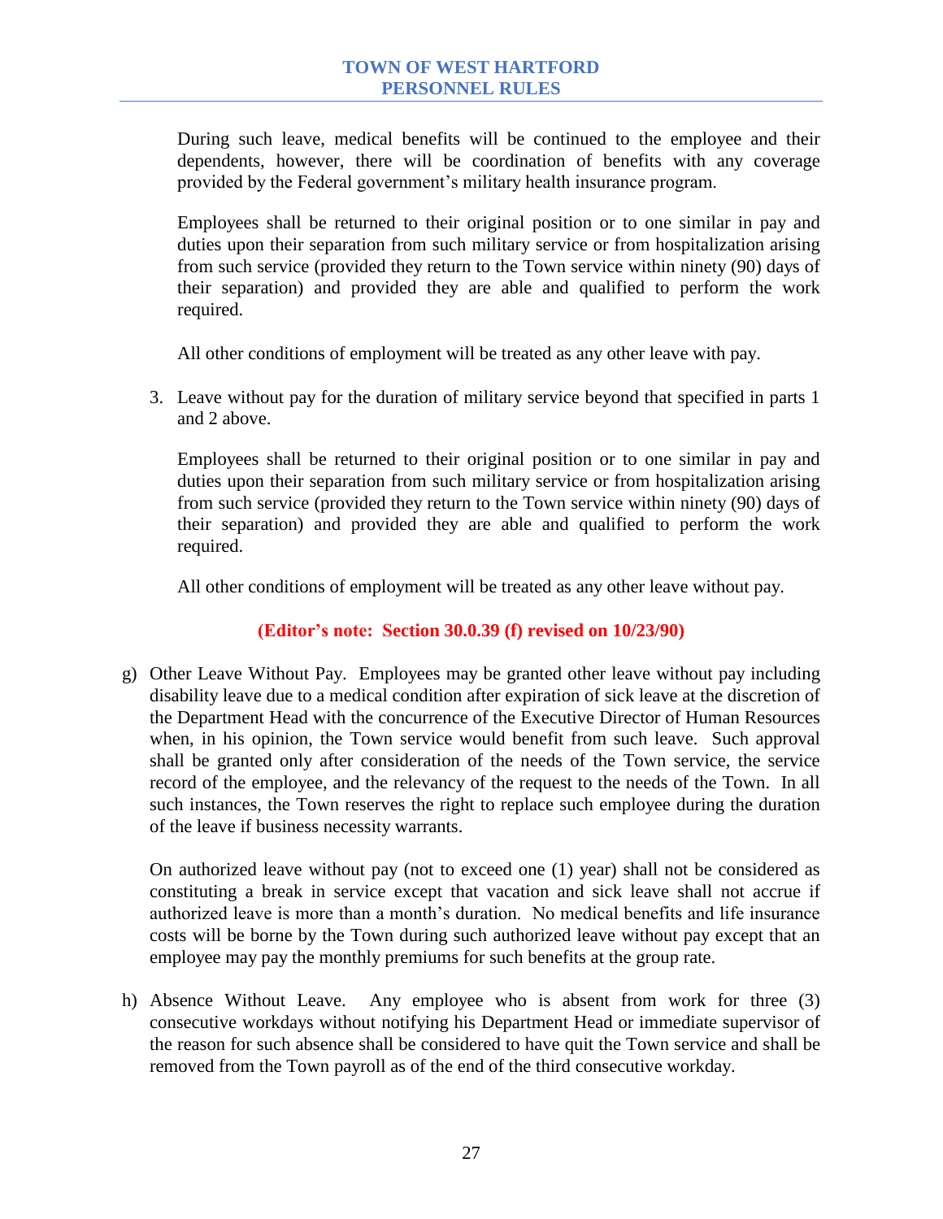During such leave, medical benefits will be continued to the employee and their dependents, however, there will be coordination of benefits with any coverage provided by the Federal government's military health insurance program.

Employees shall be returned to their original position or to one similar in pay and duties upon their separation from such military service or from hospitalization arising from such service (provided they return to the Town service within ninety (90) days of their separation) and provided they are able and qualified to perform the work required.

All other conditions of employment will be treated as any other leave with pay.

3. Leave without pay for the duration of military service beyond that specified in parts 1 and 2 above.

   Employees shall be returned to their original position or to one similar in pay and duties upon their separation from such military service or from hospitalization arising from such service (provided they return to the Town service within ninety (90) days of their separation) and provided they are able and qualified to perform the work required.

   All other conditions of employment will be treated as any other leave without pay.

**(Editor's note: Section 30.0.39 (f) revised on 10/23/90)**

g) Other Leave Without Pay. Employees may be granted other leave without pay including disability leave due to a medical condition after expiration of sick leave at the discretion of the Department Head with the concurrence of the Executive Director of Human Resources when, in his opinion, the Town service would benefit from such leave. Such approval shall be granted only after consideration of the needs of the Town service, the service record of the employee, and the relevancy of the request to the needs of the Town. In all such instances, the Town reserves the right to replace such employee during the duration of the leave if business necessity warrants.

   On authorized leave without pay (not to exceed one (1) year) shall not be considered as constituting a break in service except that vacation and sick leave shall not accrue if authorized leave is more than a month's duration. No medical benefits and life insurance costs will be borne by the Town during such authorized leave without pay except that an employee may pay the monthly premiums for such benefits at the group rate.

h) Absence Without Leave. Any employee who is absent from work for three (3) consecutive workdays without notifying his Department Head or immediate supervisor of the reason for such absence shall be considered to have quit the Town service and shall be removed from the Town payroll as of the end of the third consecutive workday.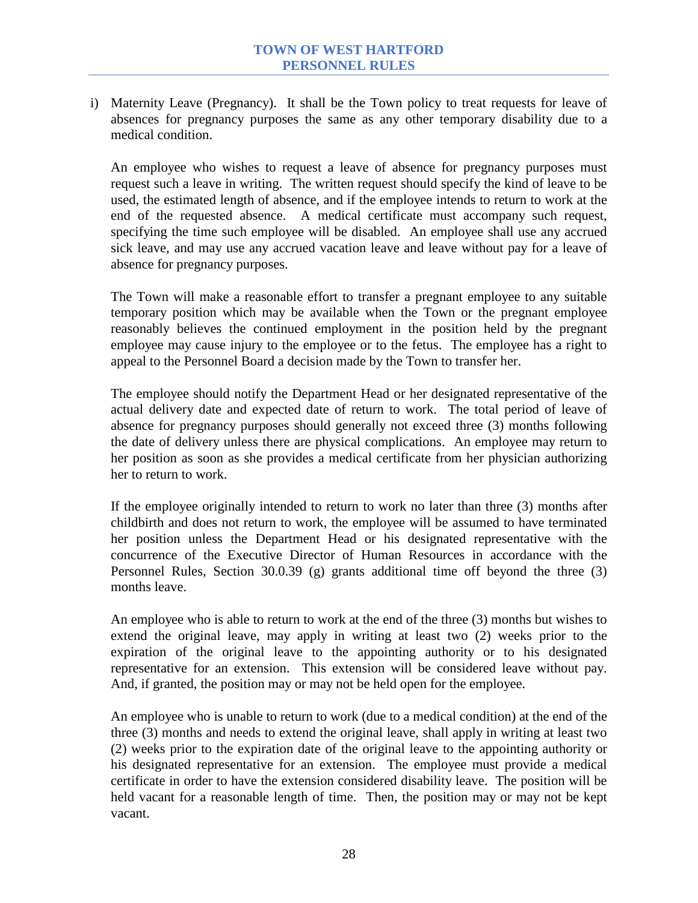i) Maternity Leave (Pregnancy). It shall be the Town policy to treat requests for leave of absences for pregnancy purposes the same as any other temporary disability due to a medical condition.

An employee who wishes to request a leave of absence for pregnancy purposes must request such a leave in writing. The written request should specify the kind of leave to be used, the estimated length of absence, and if the employee intends to return to work at the end of the requested absence. A medical certificate must accompany such request, specifying the time such employee will be disabled. An employee shall use any accrued sick leave, and may use any accrued vacation leave and leave without pay for a leave of absence for pregnancy purposes.

The Town will make a reasonable effort to transfer a pregnant employee to any suitable temporary position which may be available when the Town or the pregnant employee reasonably believes the continued employment in the position held by the pregnant employee may cause injury to the employee or to the fetus. The employee has a right to appeal to the Personnel Board a decision made by the Town to transfer her.

The employee should notify the Department Head or her designated representative of the actual delivery date and expected date of return to work. The total period of leave of absence for pregnancy purposes should generally not exceed three (3) months following the date of delivery unless there are physical complications. An employee may return to her position as soon as she provides a medical certificate from her physician authorizing her to return to work.

If the employee originally intended to return to work no later than three (3) months after childbirth and does not return to work, the employee will be assumed to have terminated her position unless the Department Head or his designated representative with the concurrence of the Executive Director of Human Resources in accordance with the Personnel Rules, Section 30.0.39 (g) grants additional time off beyond the three (3) months leave.

An employee who is able to return to work at the end of the three (3) months but wishes to extend the original leave, may apply in writing at least two (2) weeks prior to the expiration of the original leave to the appointing authority or to his designated representative for an extension. This extension will be considered leave without pay. And, if granted, the position may or may not be held open for the employee.

An employee who is unable to return to work (due to a medical condition) at the end of the three (3) months and needs to extend the original leave, shall apply in writing at least two (2) weeks prior to the expiration date of the original leave to the appointing authority or his designated representative for an extension. The employee must provide a medical certificate in order to have the extension considered disability leave. The position will be held vacant for a reasonable length of time. Then, the position may or may not be kept vacant.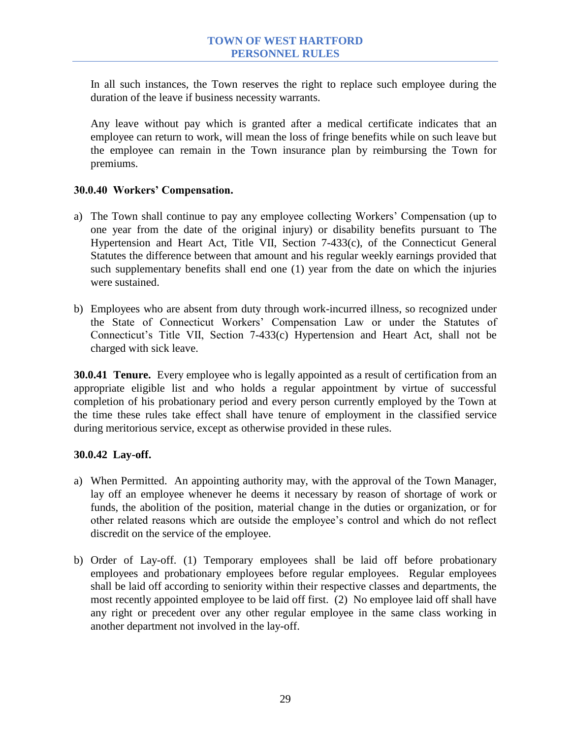In all such instances, the Town reserves the right to replace such employee during the duration of the leave if business necessity warrants.

Any leave without pay which is granted after a medical certificate indicates that an employee can return to work, will mean the loss of fringe benefits while on such leave but the employee can remain in the Town insurance plan by reimbursing the Town for premiums.

**30.0.40 Workers' Compensation.**

a) The Town shall continue to pay any employee collecting Workers' Compensation (up to one year from the date of the original injury) or disability benefits pursuant to The Hypertension and Heart Act, Title VII, Section 7-433(c), of the Connecticut General Statutes the difference between that amount and his regular weekly earnings provided that such supplementary benefits shall end one (1) year from the date on which the injuries were sustained.

b) Employees who are absent from duty through work-incurred illness, so recognized under the State of Connecticut Workers' Compensation Law or under the Statutes of Connecticut's Title VII, Section 7-433(c) Hypertension and Heart Act, shall not be charged with sick leave.

**30.0.41 Tenure.** Every employee who is legally appointed as a result of certification from an appropriate eligible list and who holds a regular appointment by virtue of successful completion of his probationary period and every person currently employed by the Town at the time these rules take effect shall have tenure of employment in the classified service during meritorious service, except as otherwise provided in these rules.

**30.0.42 Lay-off.**

a) When Permitted. An appointing authority may, with the approval of the Town Manager, lay off an employee whenever he deems it necessary by reason of shortage of work or funds, the abolition of the position, material change in the duties or organization, or for other related reasons which are outside the employee's control and which do not reflect discredit on the service of the employee.

b) Order of Lay-off. (1) Temporary employees shall be laid off before probationary employees and probationary employees before regular employees. Regular employees shall be laid off according to seniority within their respective classes and departments, the most recently appointed employee to be laid off first. (2) No employee laid off shall have any right or precedent over any other regular employee in the same class working in another department not involved in the lay-off.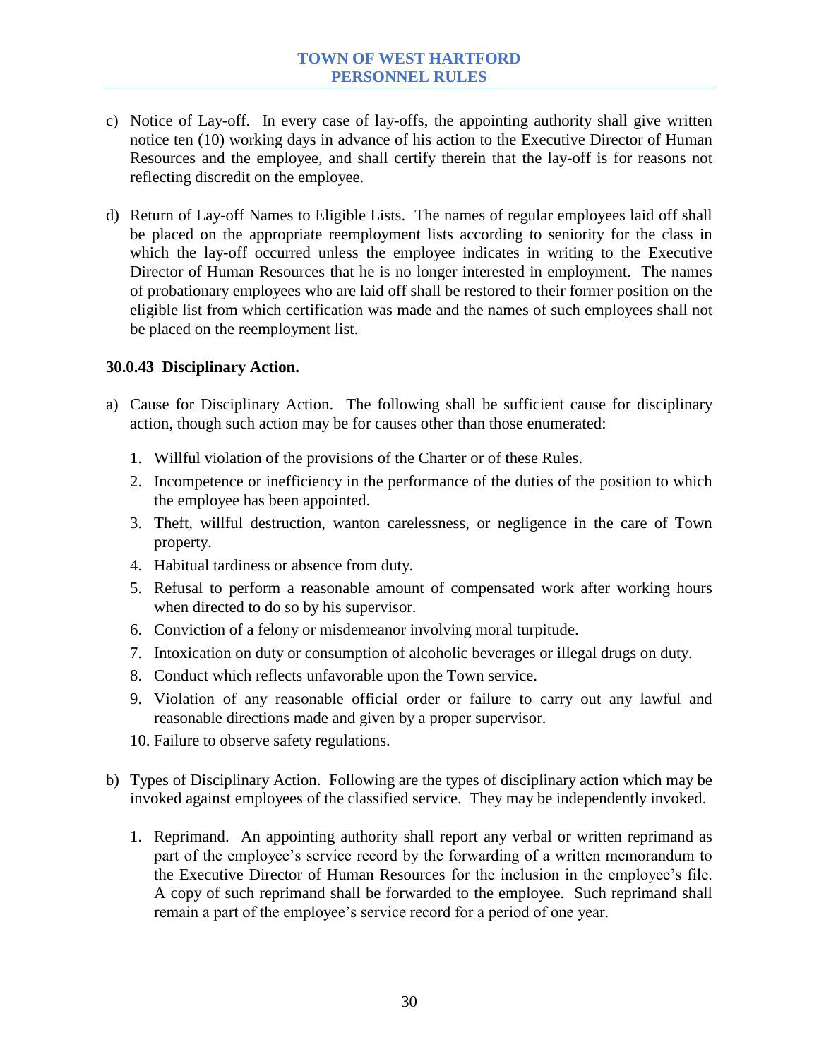c) Notice of Lay-off. In every case of lay-offs, the appointing authority shall give written notice ten (10) working days in advance of his action to the Executive Director of Human Resources and the employee, and shall certify therein that the lay-off is for reasons not reflecting discredit on the employee.

d) Return of Lay-off Names to Eligible Lists. The names of regular employees laid off shall be placed on the appropriate reemployment lists according to seniority for the class in which the lay-off occurred unless the employee indicates in writing to the Executive Director of Human Resources that he is no longer interested in employment. The names of probationary employees who are laid off shall be restored to their former position on the eligible list from which certification was made and the names of such employees shall not be placed on the reemployment list.

### 30.0.43 Disciplinary Action.

a) Cause for Disciplinary Action. The following shall be sufficient cause for disciplinary action, though such action may be for causes other than those enumerated:

   1. Willful violation of the provisions of the Charter or of these Rules.
   2. Incompetence or inefficiency in the performance of the duties of the position to which the employee has been appointed.
   3. Theft, willful destruction, wanton carelessness, or negligence in the care of Town property.
   4. Habitual tardiness or absence from duty.
   5. Refusal to perform a reasonable amount of compensated work after working hours when directed to do so by his supervisor.
   6. Conviction of a felony or misdemeanor involving moral turpitude.
   7. Intoxication on duty or consumption of alcoholic beverages or illegal drugs on duty.
   8. Conduct which reflects unfavorable upon the Town service.
   9. Violation of any reasonable official order or failure to carry out any lawful and reasonable directions made and given by a proper supervisor.
   10. Failure to observe safety regulations.

b) Types of Disciplinary Action. Following are the types of disciplinary action which may be invoked against employees of the classified service. They may be independently invoked.

   1. Reprimand. An appointing authority shall report any verbal or written reprimand as part of the employee's service record by the forwarding of a written memorandum to the Executive Director of Human Resources for the inclusion in the employee's file. A copy of such reprimand shall be forwarded to the employee. Such reprimand shall remain a part of the employee's service record for a period of one year.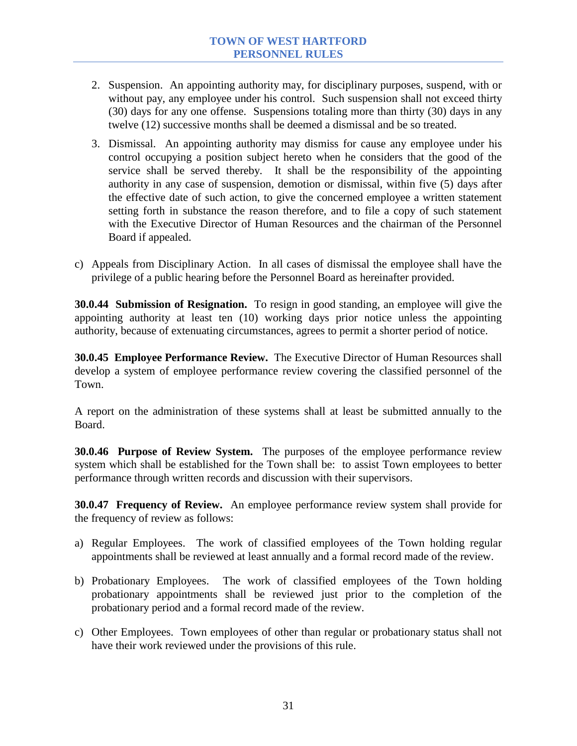2. Suspension. An appointing authority may, for disciplinary purposes, suspend, with or without pay, any employee under his control. Such suspension shall not exceed thirty (30) days for any one offense. Suspensions totaling more than thirty (30) days in any twelve (12) successive months shall be deemed a dismissal and be so treated.

3. Dismissal. An appointing authority may dismiss for cause any employee under his control occupying a position subject hereto when he considers that the good of the service shall be served thereby. It shall be the responsibility of the appointing authority in any case of suspension, demotion or dismissal, within five (5) days after the effective date of such action, to give the concerned employee a written statement setting forth in substance the reason therefore, and to file a copy of such statement with the Executive Director of Human Resources and the chairman of the Personnel Board if appealed.

c) Appeals from Disciplinary Action. In all cases of dismissal the employee shall have the privilege of a public hearing before the Personnel Board as hereinafter provided.

**30.0.44 Submission of Resignation.** To resign in good standing, an employee will give the appointing authority at least ten (10) working days prior notice unless the appointing authority, because of extenuating circumstances, agrees to permit a shorter period of notice.

**30.0.45 Employee Performance Review.** The Executive Director of Human Resources shall develop a system of employee performance review covering the classified personnel of the Town.

A report on the administration of these systems shall at least be submitted annually to the Board.

**30.0.46 Purpose of Review System.** The purposes of the employee performance review system which shall be established for the Town shall be: to assist Town employees to better performance through written records and discussion with their supervisors.

**30.0.47 Frequency of Review.** An employee performance review system shall provide for the frequency of review as follows:

a) Regular Employees. The work of classified employees of the Town holding regular appointments shall be reviewed at least annually and a formal record made of the review.

b) Probationary Employees. The work of classified employees of the Town holding probationary appointments shall be reviewed just prior to the completion of the probationary period and a formal record made of the review.

c) Other Employees. Town employees of other than regular or probationary status shall not have their work reviewed under the provisions of this rule.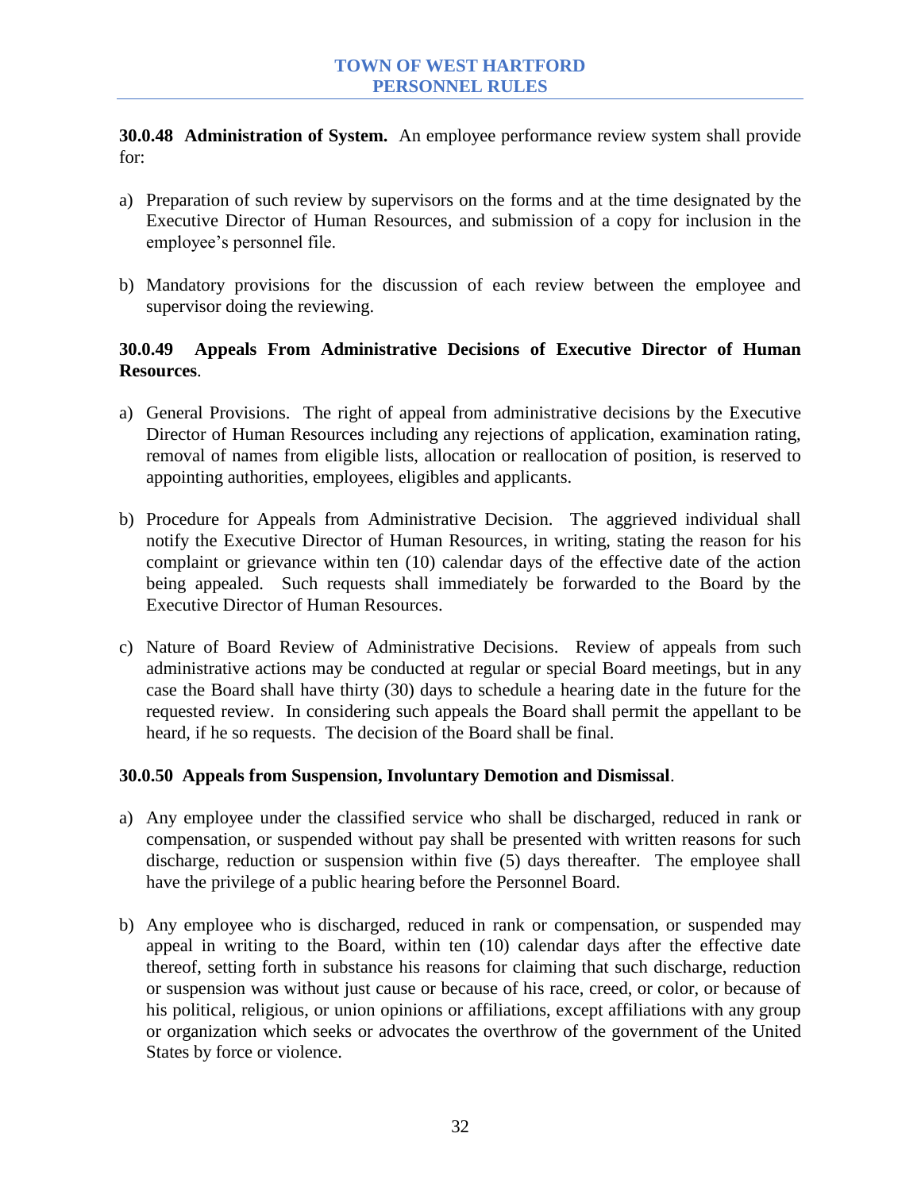**30.0.48 Administration of System.** An employee performance review system shall provide for:

a) Preparation of such review by supervisors on the forms and at the time designated by the Executive Director of Human Resources, and submission of a copy for inclusion in the employee's personnel file.

b) Mandatory provisions for the discussion of each review between the employee and supervisor doing the reviewing.

**30.0.49 Appeals From Administrative Decisions of Executive Director of Human Resources**.

a) General Provisions. The right of appeal from administrative decisions by the Executive Director of Human Resources including any rejections of application, examination rating, removal of names from eligible lists, allocation or reallocation of position, is reserved to appointing authorities, employees, eligibles and applicants.

b) Procedure for Appeals from Administrative Decision. The aggrieved individual shall notify the Executive Director of Human Resources, in writing, stating the reason for his complaint or grievance within ten (10) calendar days of the effective date of the action being appealed. Such requests shall immediately be forwarded to the Board by the Executive Director of Human Resources.

c) Nature of Board Review of Administrative Decisions. Review of appeals from such administrative actions may be conducted at regular or special Board meetings, but in any case the Board shall have thirty (30) days to schedule a hearing date in the future for the requested review. In considering such appeals the Board shall permit the appellant to be heard, if he so requests. The decision of the Board shall be final.

**30.0.50 Appeals from Suspension, Involuntary Demotion and Dismissal**.

a) Any employee under the classified service who shall be discharged, reduced in rank or compensation, or suspended without pay shall be presented with written reasons for such discharge, reduction or suspension within five (5) days thereafter. The employee shall have the privilege of a public hearing before the Personnel Board.

b) Any employee who is discharged, reduced in rank or compensation, or suspended may appeal in writing to the Board, within ten (10) calendar days after the effective date thereof, setting forth in substance his reasons for claiming that such discharge, reduction or suspension was without just cause or because of his race, creed, or color, or because of his political, religious, or union opinions or affiliations, except affiliations with any group or organization which seeks or advocates the overthrow of the government of the United States by force or violence.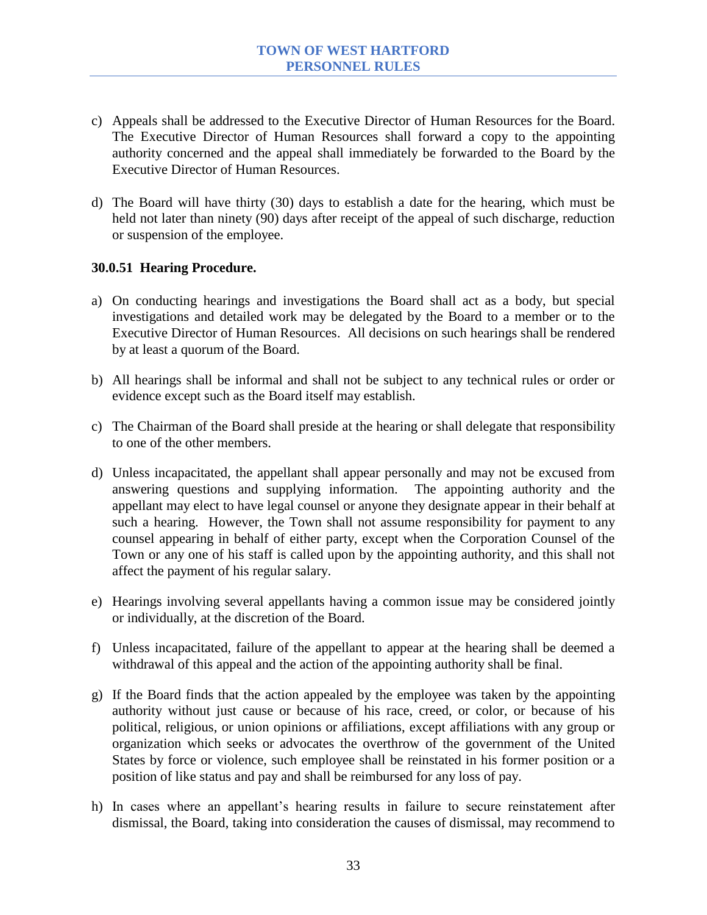c) Appeals shall be addressed to the Executive Director of Human Resources for the Board. The Executive Director of Human Resources shall forward a copy to the appointing authority concerned and the appeal shall immediately be forwarded to the Board by the Executive Director of Human Resources.

d) The Board will have thirty (30) days to establish a date for the hearing, which must be held not later than ninety (90) days after receipt of the appeal of such discharge, reduction or suspension of the employee.

**30.0.51 Hearing Procedure.**

a) On conducting hearings and investigations the Board shall act as a body, but special investigations and detailed work may be delegated by the Board to a member or to the Executive Director of Human Resources. All decisions on such hearings shall be rendered by at least a quorum of the Board.

b) All hearings shall be informal and shall not be subject to any technical rules or order or evidence except such as the Board itself may establish.

c) The Chairman of the Board shall preside at the hearing or shall delegate that responsibility to one of the other members.

d) Unless incapacitated, the appellant shall appear personally and may not be excused from answering questions and supplying information. The appointing authority and the appellant may elect to have legal counsel or anyone they designate appear in their behalf at such a hearing. However, the Town shall not assume responsibility for payment to any counsel appearing in behalf of either party, except when the Corporation Counsel of the Town or any one of his staff is called upon by the appointing authority, and this shall not affect the payment of his regular salary.

e) Hearings involving several appellants having a common issue may be considered jointly or individually, at the discretion of the Board.

f) Unless incapacitated, failure of the appellant to appear at the hearing shall be deemed a withdrawal of this appeal and the action of the appointing authority shall be final.

g) If the Board finds that the action appealed by the employee was taken by the appointing authority without just cause or because of his race, creed, or color, or because of his political, religious, or union opinions or affiliations, except affiliations with any group or organization which seeks or advocates the overthrow of the government of the United States by force or violence, such employee shall be reinstated in his former position or a position of like status and pay and shall be reimbursed for any loss of pay.

h) In cases where an appellant's hearing results in failure to secure reinstatement after dismissal, the Board, taking into consideration the causes of dismissal, may recommend to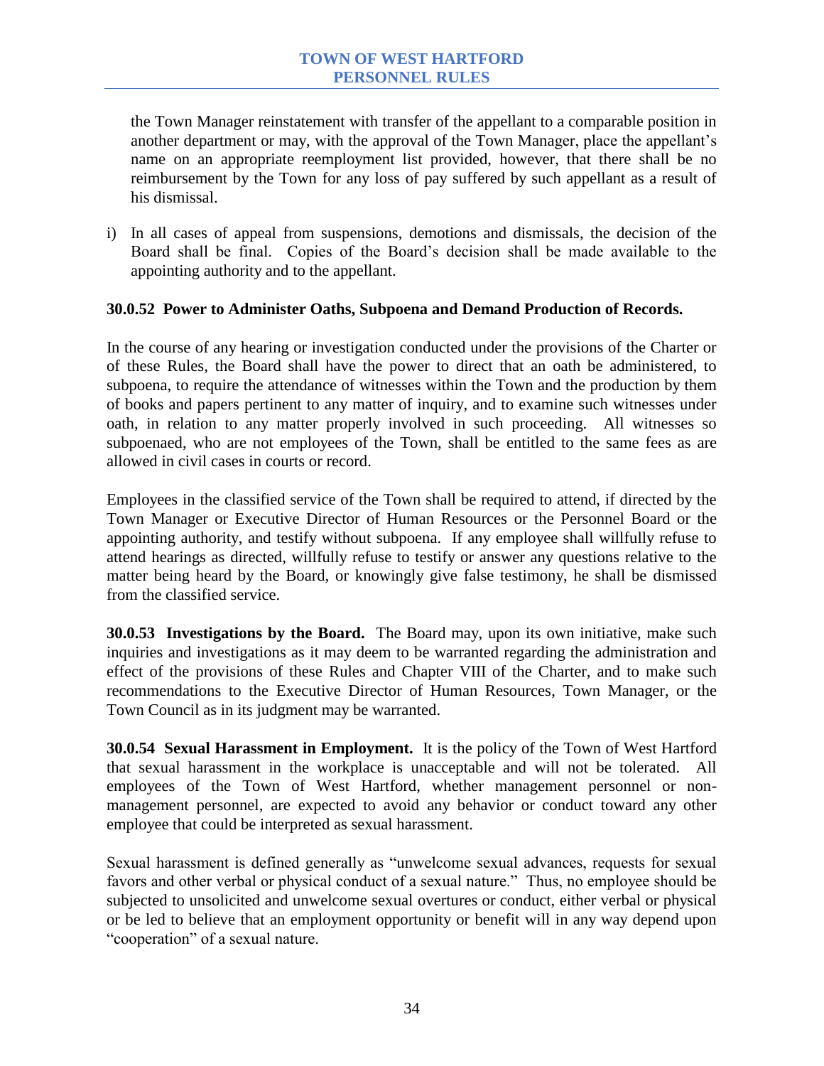the Town Manager reinstatement with transfer of the appellant to a comparable position in another department or may, with the approval of the Town Manager, place the appellant's name on an appropriate reemployment list provided, however, that there shall be no reimbursement by the Town for any loss of pay suffered by such appellant as a result of his dismissal.

i) In all cases of appeal from suspensions, demotions and dismissals, the decision of the Board shall be final. Copies of the Board's decision shall be made available to the appointing authority and to the appellant.

**30.0.52 Power to Administer Oaths, Subpoena and Demand Production of Records.**

In the course of any hearing or investigation conducted under the provisions of the Charter or of these Rules, the Board shall have the power to direct that an oath be administered, to subpoena, to require the attendance of witnesses within the Town and the production by them of books and papers pertinent to any matter of inquiry, and to examine such witnesses under oath, in relation to any matter properly involved in such proceeding. All witnesses so subpoenaed, who are not employees of the Town, shall be entitled to the same fees as are allowed in civil cases in courts or record.

Employees in the classified service of the Town shall be required to attend, if directed by the Town Manager or Executive Director of Human Resources or the Personnel Board or the appointing authority, and testify without subpoena. If any employee shall willfully refuse to attend hearings as directed, willfully refuse to testify or answer any questions relative to the matter being heard by the Board, or knowingly give false testimony, he shall be dismissed from the classified service.

**30.0.53 Investigations by the Board.** The Board may, upon its own initiative, make such inquiries and investigations as it may deem to be warranted regarding the administration and effect of the provisions of these Rules and Chapter VIII of the Charter, and to make such recommendations to the Executive Director of Human Resources, Town Manager, or the Town Council as in its judgment may be warranted.

**30.0.54 Sexual Harassment in Employment.** It is the policy of the Town of West Hartford that sexual harassment in the workplace is unacceptable and will not be tolerated. All employees of the Town of West Hartford, whether management personnel or non-management personnel, are expected to avoid any behavior or conduct toward any other employee that could be interpreted as sexual harassment.

Sexual harassment is defined generally as "unwelcome sexual advances, requests for sexual favors and other verbal or physical conduct of a sexual nature." Thus, no employee should be subjected to unsolicited and unwelcome sexual overtures or conduct, either verbal or physical or be led to believe that an employment opportunity or benefit will in any way depend upon "cooperation" of a sexual nature.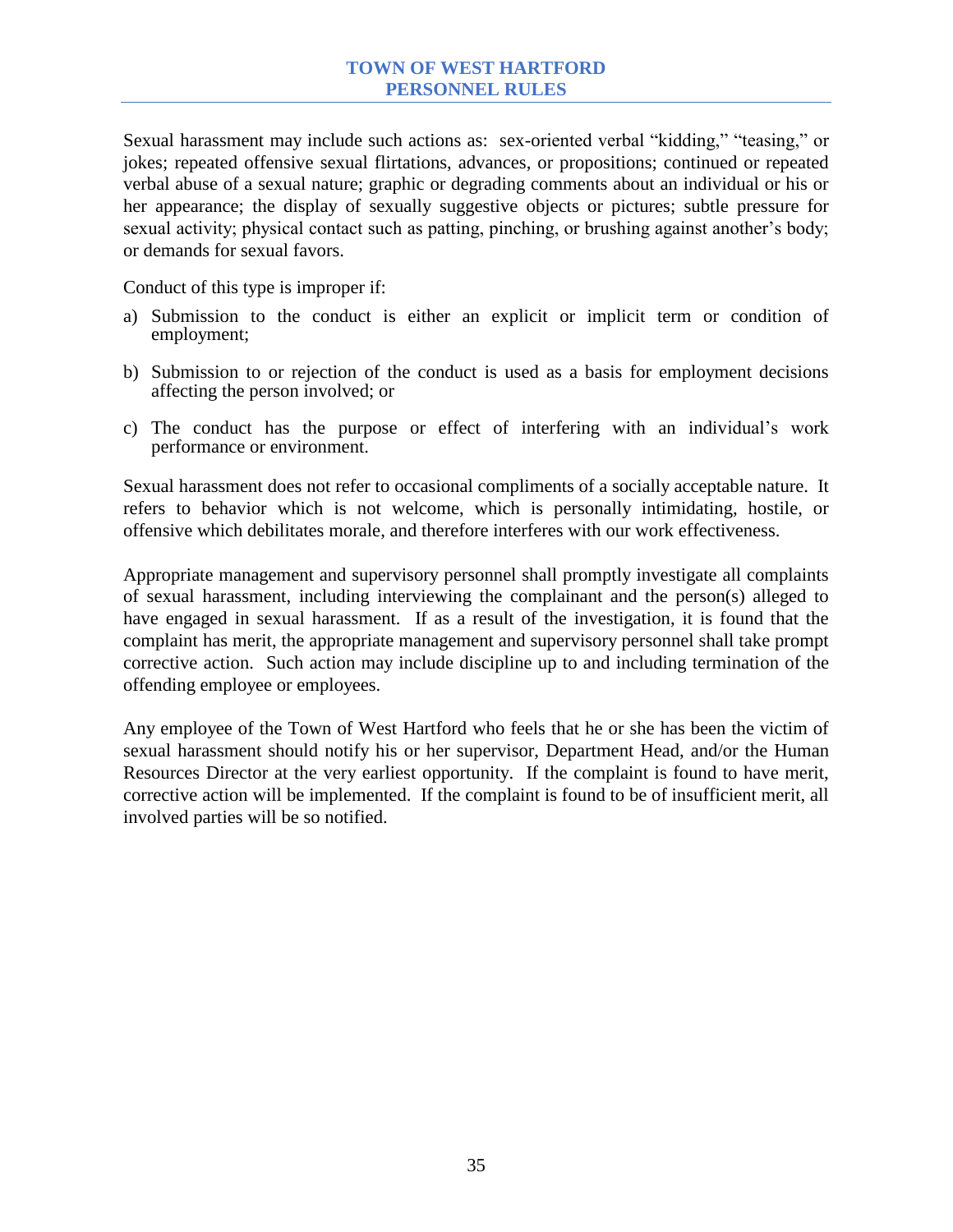Sexual harassment may include such actions as: sex-oriented verbal "kidding," "teasing," or jokes; repeated offensive sexual flirtations, advances, or propositions; continued or repeated verbal abuse of a sexual nature; graphic or degrading comments about an individual or his or her appearance; the display of sexually suggestive objects or pictures; subtle pressure for sexual activity; physical contact such as patting, pinching, or brushing against another's body; or demands for sexual favors.

Conduct of this type is improper if:

a) Submission to the conduct is either an explicit or implicit term or condition of employment;

b) Submission to or rejection of the conduct is used as a basis for employment decisions affecting the person involved; or

c) The conduct has the purpose or effect of interfering with an individual's work performance or environment.

Sexual harassment does not refer to occasional compliments of a socially acceptable nature. It refers to behavior which is not welcome, which is personally intimidating, hostile, or offensive which debilitates morale, and therefore interferes with our work effectiveness.

Appropriate management and supervisory personnel shall promptly investigate all complaints of sexual harassment, including interviewing the complainant and the person(s) alleged to have engaged in sexual harassment. If as a result of the investigation, it is found that the complaint has merit, the appropriate management and supervisory personnel shall take prompt corrective action. Such action may include discipline up to and including termination of the offending employee or employees.

Any employee of the Town of West Hartford who feels that he or she has been the victim of sexual harassment should notify his or her supervisor, Department Head, and/or the Human Resources Director at the very earliest opportunity. If the complaint is found to have merit, corrective action will be implemented. If the complaint is found to be of insufficient merit, all involved parties will be so notified.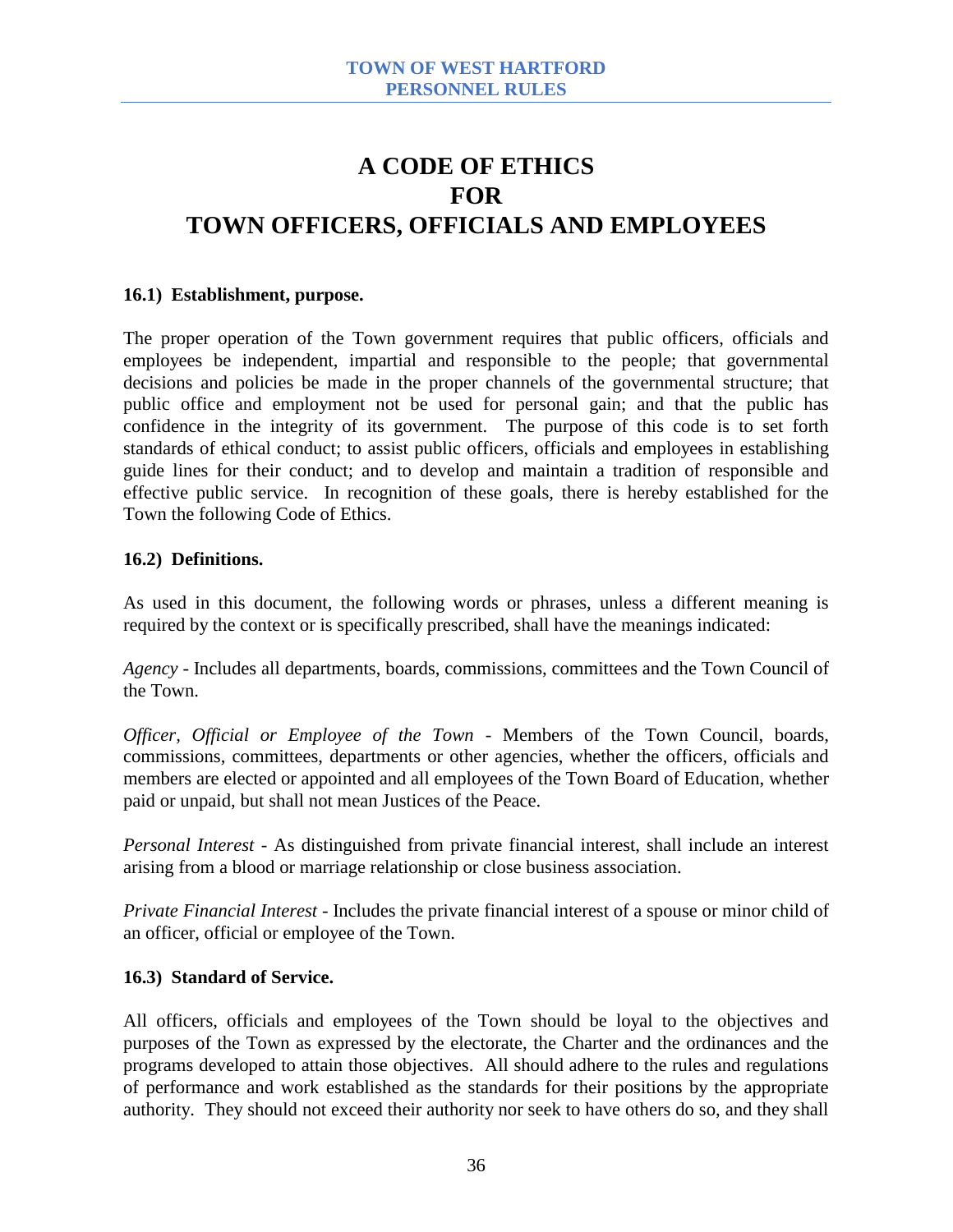# A CODE OF ETHICS FOR TOWN OFFICERS, OFFICIALS AND EMPLOYEES

### 16.1) Establishment, purpose.

The proper operation of the Town government requires that public officers, officials and employees be independent, impartial and responsible to the people; that governmental decisions and policies be made in the proper channels of the governmental structure; that public office and employment not be used for personal gain; and that the public has confidence in the integrity of its government. The purpose of this code is to set forth standards of ethical conduct; to assist public officers, officials and employees in establishing guide lines for their conduct; and to develop and maintain a tradition of responsible and effective public service. In recognition of these goals, there is hereby established for the Town the following Code of Ethics.

### 16.2) Definitions.

As used in this document, the following words or phrases, unless a different meaning is required by the context or is specifically prescribed, shall have the meanings indicated:

*Agency* - Includes all departments, boards, commissions, committees and the Town Council of the Town.

*Officer, Official or Employee of the Town* - Members of the Town Council, boards, commissions, committees, departments or other agencies, whether the officers, officials and members are elected or appointed and all employees of the Town Board of Education, whether paid or unpaid, but shall not mean Justices of the Peace.

*Personal Interest* - As distinguished from private financial interest, shall include an interest arising from a blood or marriage relationship or close business association.

*Private Financial Interest* - Includes the private financial interest of a spouse or minor child of an officer, official or employee of the Town.

### 16.3) Standard of Service.

All officers, officials and employees of the Town should be loyal to the objectives and purposes of the Town as expressed by the electorate, the Charter and the ordinances and the programs developed to attain those objectives. All should adhere to the rules and regulations of performance and work established as the standards for their positions by the appropriate authority. They should not exceed their authority nor seek to have others do so, and they shall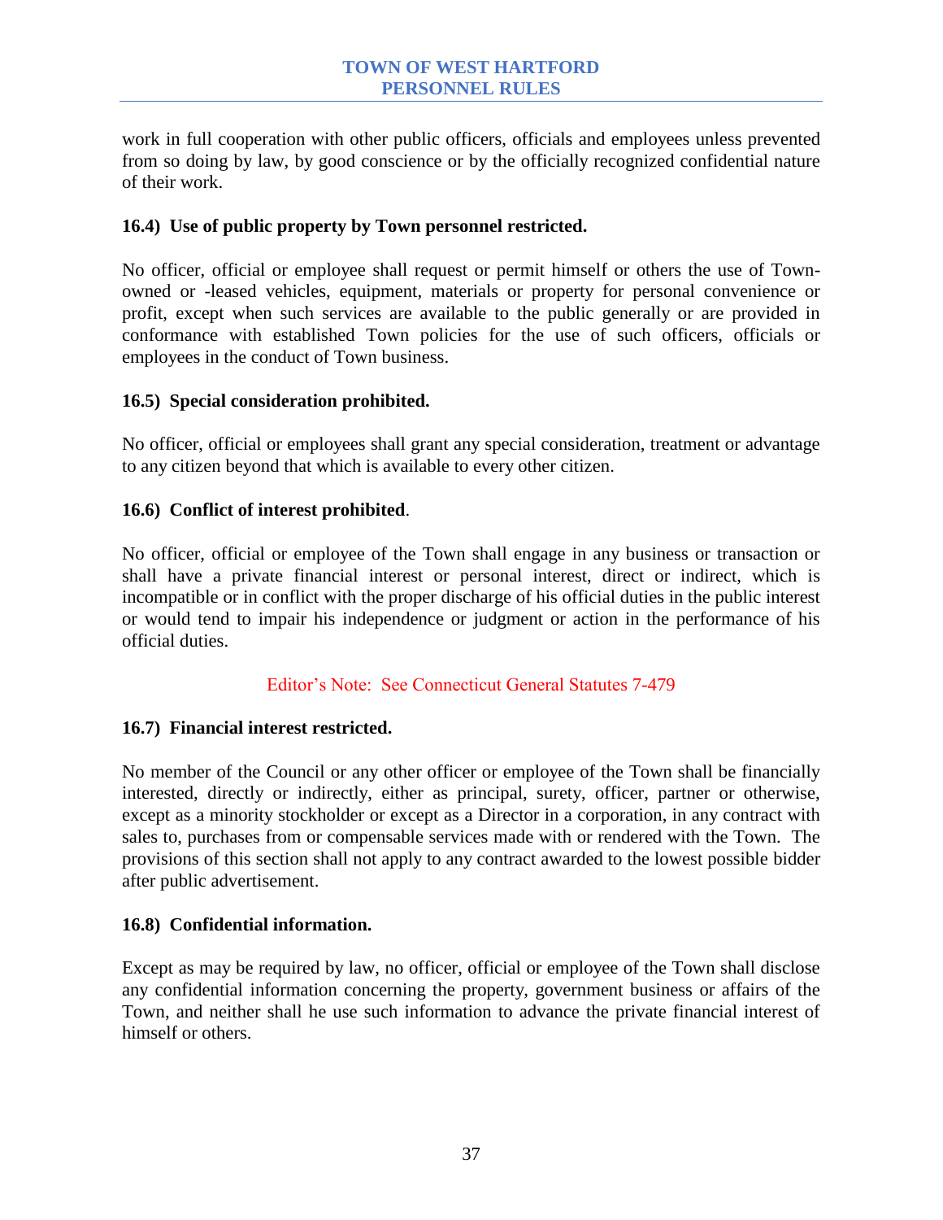work in full cooperation with other public officers, officials and employees unless prevented from so doing by law, by good conscience or by the officially recognized confidential nature of their work.

### 16.4) Use of public property by Town personnel restricted.

No officer, official or employee shall request or permit himself or others the use of Town-owned or -leased vehicles, equipment, materials or property for personal convenience or profit, except when such services are available to the public generally or are provided in conformance with established Town policies for the use of such officers, officials or employees in the conduct of Town business.

### 16.5) Special consideration prohibited.

No officer, official or employees shall grant any special consideration, treatment or advantage to any citizen beyond that which is available to every other citizen.

### 16.6) Conflict of interest prohibited.

No officer, official or employee of the Town shall engage in any business or transaction or shall have a private financial interest or personal interest, direct or indirect, which is incompatible or in conflict with the proper discharge of his official duties in the public interest or would tend to impair his independence or judgment or action in the performance of his official duties.

Editor's Note: See Connecticut General Statutes 7-479

### 16.7) Financial interest restricted.

No member of the Council or any other officer or employee of the Town shall be financially interested, directly or indirectly, either as principal, surety, officer, partner or otherwise, except as a minority stockholder or except as a Director in a corporation, in any contract with sales to, purchases from or compensable services made with or rendered with the Town. The provisions of this section shall not apply to any contract awarded to the lowest possible bidder after public advertisement.

### 16.8) Confidential information.

Except as may be required by law, no officer, official or employee of the Town shall disclose any confidential information concerning the property, government business or affairs of the Town, and neither shall he use such information to advance the private financial interest of himself or others.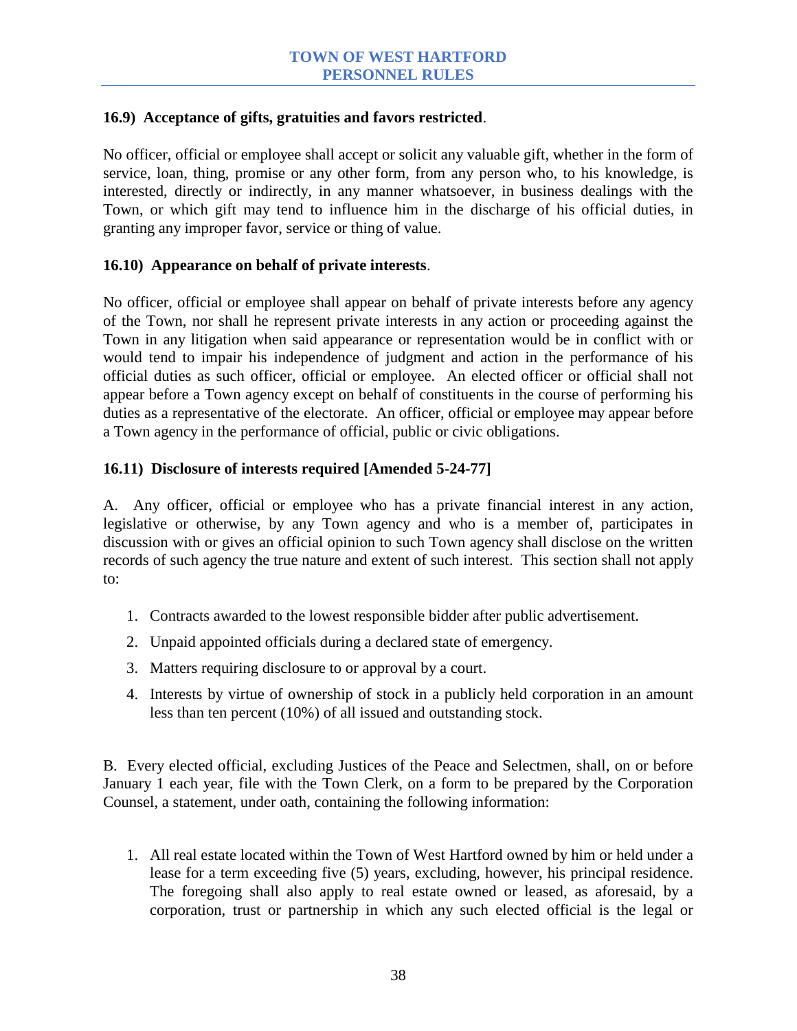### 16.9) Acceptance of gifts, gratuities and favors restricted.

No officer, official or employee shall accept or solicit any valuable gift, whether in the form of service, loan, thing, promise or any other form, from any person who, to his knowledge, is interested, directly or indirectly, in any manner whatsoever, in business dealings with the Town, or which gift may tend to influence him in the discharge of his official duties, in granting any improper favor, service or thing of value.

### 16.10) Appearance on behalf of private interests.

No officer, official or employee shall appear on behalf of private interests before any agency of the Town, nor shall he represent private interests in any action or proceeding against the Town in any litigation when said appearance or representation would be in conflict with or would tend to impair his independence of judgment and action in the performance of his official duties as such officer, official or employee. An elected officer or official shall not appear before a Town agency except on behalf of constituents in the course of performing his duties as a representative of the electorate. An officer, official or employee may appear before a Town agency in the performance of official, public or civic obligations.

### 16.11) Disclosure of interests required [Amended 5-24-77]

A. Any officer, official or employee who has a private financial interest in any action, legislative or otherwise, by any Town agency and who is a member of, participates in discussion with or gives an official opinion to such Town agency shall disclose on the written records of such agency the true nature and extent of such interest. This section shall not apply to:

1. Contracts awarded to the lowest responsible bidder after public advertisement.
2. Unpaid appointed officials during a declared state of emergency.
3. Matters requiring disclosure to or approval by a court.
4. Interests by virtue of ownership of stock in a publicly held corporation in an amount less than ten percent (10%) of all issued and outstanding stock.

B. Every elected official, excluding Justices of the Peace and Selectmen, shall, on or before January 1 each year, file with the Town Clerk, on a form to be prepared by the Corporation Counsel, a statement, under oath, containing the following information:

1. All real estate located within the Town of West Hartford owned by him or held under a lease for a term exceeding five (5) years, excluding, however, his principal residence. The foregoing shall also apply to real estate owned or leased, as aforesaid, by a corporation, trust or partnership in which any such elected official is the legal or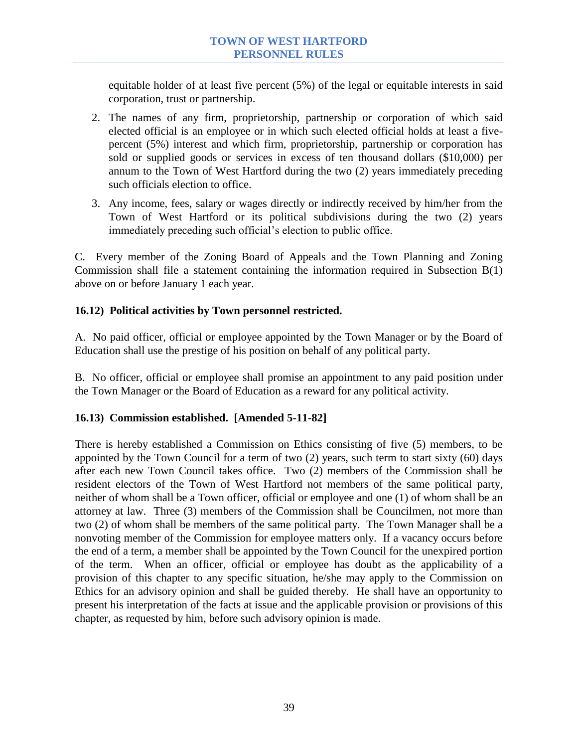equitable holder of at least five percent (5%) of the legal or equitable interests in said corporation, trust or partnership.

2. The names of any firm, proprietorship, partnership or corporation of which said elected official is an employee or in which such elected official holds at least a five-percent (5%) interest and which firm, proprietorship, partnership or corporation has sold or supplied goods or services in excess of ten thousand dollars ($10,000) per annum to the Town of West Hartford during the two (2) years immediately preceding such officials election to office.

3. Any income, fees, salary or wages directly or indirectly received by him/her from the Town of West Hartford or its political subdivisions during the two (2) years immediately preceding such official's election to public office.

C. Every member of the Zoning Board of Appeals and the Town Planning and Zoning Commission shall file a statement containing the information required in Subsection B(1) above on or before January 1 each year.

**16.12) Political activities by Town personnel restricted.**

A. No paid officer, official or employee appointed by the Town Manager or by the Board of Education shall use the prestige of his position on behalf of any political party.

B. No officer, official or employee shall promise an appointment to any paid position under the Town Manager or the Board of Education as a reward for any political activity.

**16.13) Commission established. [Amended 5-11-82]**

There is hereby established a Commission on Ethics consisting of five (5) members, to be appointed by the Town Council for a term of two (2) years, such term to start sixty (60) days after each new Town Council takes office. Two (2) members of the Commission shall be resident electors of the Town of West Hartford not members of the same political party, neither of whom shall be a Town officer, official or employee and one (1) of whom shall be an attorney at law. Three (3) members of the Commission shall be Councilmen, not more than two (2) of whom shall be members of the same political party. The Town Manager shall be a nonvoting member of the Commission for employee matters only. If a vacancy occurs before the end of a term, a member shall be appointed by the Town Council for the unexpired portion of the term. When an officer, official or employee has doubt as the applicability of a provision of this chapter to any specific situation, he/she may apply to the Commission on Ethics for an advisory opinion and shall be guided thereby. He shall have an opportunity to present his interpretation of the facts at issue and the applicable provision or provisions of this chapter, as requested by him, before such advisory opinion is made.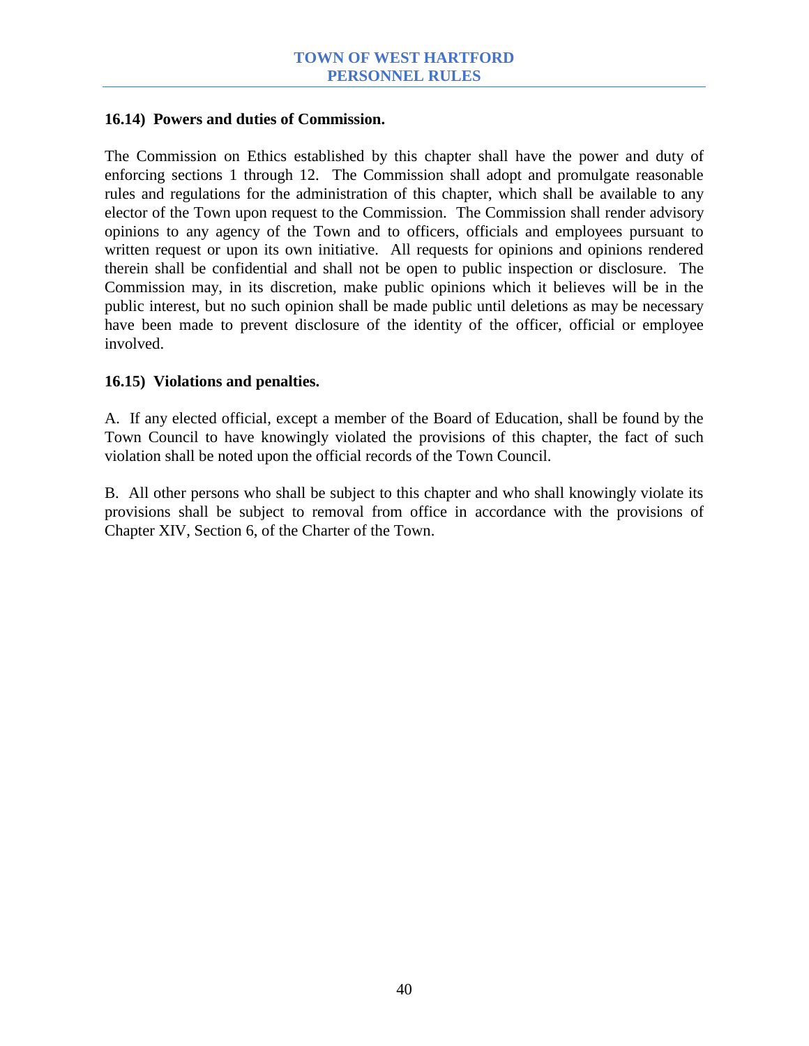### 16.14) Powers and duties of Commission.

The Commission on Ethics established by this chapter shall have the power and duty of enforcing sections 1 through 12. The Commission shall adopt and promulgate reasonable rules and regulations for the administration of this chapter, which shall be available to any elector of the Town upon request to the Commission. The Commission shall render advisory opinions to any agency of the Town and to officers, officials and employees pursuant to written request or upon its own initiative. All requests for opinions and opinions rendered therein shall be confidential and shall not be open to public inspection or disclosure. The Commission may, in its discretion, make public opinions which it believes will be in the public interest, but no such opinion shall be made public until deletions as may be necessary have been made to prevent disclosure of the identity of the officer, official or employee involved.

### 16.15) Violations and penalties.

A. If any elected official, except a member of the Board of Education, shall be found by the Town Council to have knowingly violated the provisions of this chapter, the fact of such violation shall be noted upon the official records of the Town Council.

B. All other persons who shall be subject to this chapter and who shall knowingly violate its provisions shall be subject to removal from office in accordance with the provisions of Chapter XIV, Section 6, of the Charter of the Town.